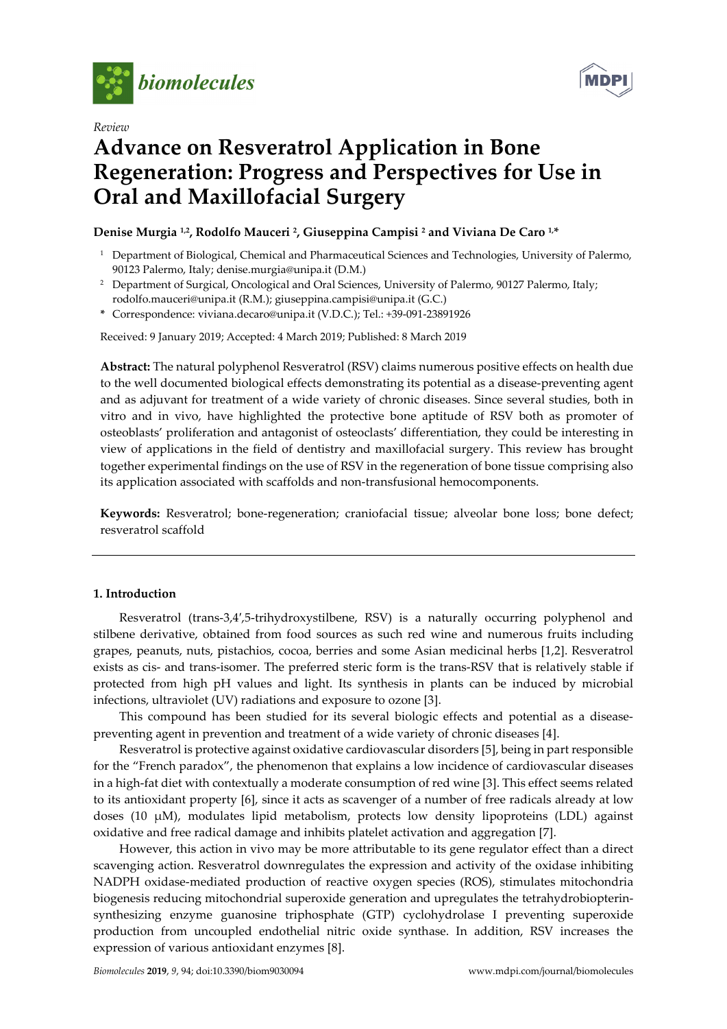*Review*

# Advance on Resveratrol Application in Bone Regeneration: Progress and Perspectives for Use in Oral and Maxillofacial Surgery

**Denise Murgia [1,2], Rodolfo Mauceri [2], Giuseppina Campisi [2] and Viviana De Caro [1,*]**

[1] Department of Biological, Chemical and Pharmaceutical Sciences and Technologies, University of Palermo, 90123 Palermo, Italy; denise.murgia@unipa.it (D.M.)

[2] Department of Surgical, Oncological and Oral Sciences, University of Palermo, 90127 Palermo, Italy; rodolfo.mauceri@unipa.it (R.M.); giuseppina.campisi@unipa.it (G.C.)

\* Correspondence: viviana.decaro@unipa.it (V.D.C.); Tel.: +39-091-23891926

Received: 9 January 2019; Accepted: 4 March 2019; Published: 8 March 2019

**Abstract:** The natural polyphenol Resveratrol (RSV) claims numerous positive effects on health due to the well documented biological effects demonstrating its potential as a disease-preventing agent and as adjuvant for treatment of a wide variety of chronic diseases. Since several studies, both in vitro and in vivo, have highlighted the protective bone aptitude of RSV both as promoter of osteoblasts' proliferation and antagonist of osteoclasts' differentiation, they could be interesting in view of applications in the field of dentistry and maxillofacial surgery. This review has brought together experimental findings on the use of RSV in the regeneration of bone tissue comprising also its application associated with scaffolds and non-transfusional hemocomponents.

**Keywords:** Resveratrol; bone-regeneration; craniofacial tissue; alveolar bone loss; bone defect; resveratrol scaffold

## 1. Introduction

Resveratrol (trans-3,4′,5-trihydroxystilbene, RSV) is a naturally occurring polyphenol and stilbene derivative, obtained from food sources as such red wine and numerous fruits including grapes, peanuts, nuts, pistachios, cocoa, berries and some Asian medicinal herbs [1,2]. Resveratrol exists as cis- and trans-isomer. The preferred steric form is the trans-RSV that is relatively stable if protected from high pH values and light. Its synthesis in plants can be induced by microbial infections, ultraviolet (UV) radiations and exposure to ozone [3].

This compound has been studied for its several biologic effects and potential as a disease-preventing agent in prevention and treatment of a wide variety of chronic diseases [4].

Resveratrol is protective against oxidative cardiovascular disorders [5], being in part responsible for the "French paradox", the phenomenon that explains a low incidence of cardiovascular diseases in a high-fat diet with contextually a moderate consumption of red wine [3]. This effect seems related to its antioxidant property [6], since it acts as scavenger of a number of free radicals already at low doses (10 μM), modulates lipid metabolism, protects low density lipoproteins (LDL) against oxidative and free radical damage and inhibits platelet activation and aggregation [7].

However, this action in vivo may be more attributable to its gene regulator effect than a direct scavenging action. Resveratrol downregulates the expression and activity of the oxidase inhibiting NADPH oxidase-mediated production of reactive oxygen species (ROS), stimulates mitochondria biogenesis reducing mitochondrial superoxide generation and upregulates the tetrahydrobiopterin-synthesizing enzyme guanosine triphosphate (GTP) cyclohydrolase I preventing superoxide production from uncoupled endothelial nitric oxide synthase. In addition, RSV increases the expression of various antioxidant enzymes [8].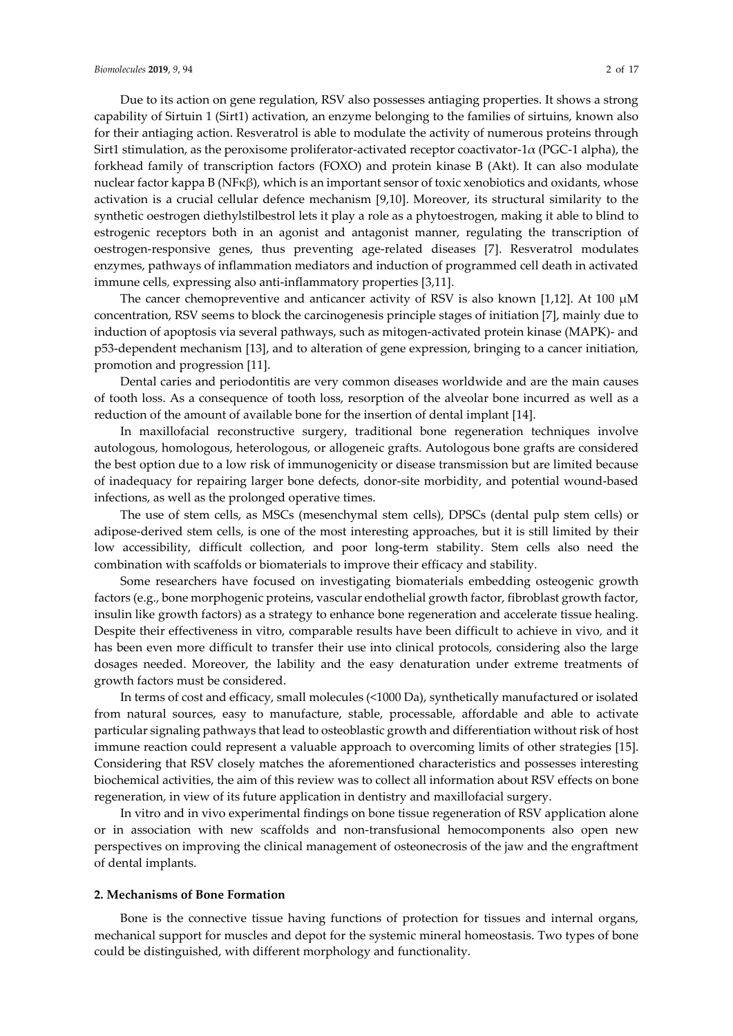Due to its action on gene regulation, RSV also possesses antiaging properties. It shows a strong capability of Sirtuin 1 (Sirt1) activation, an enzyme belonging to the families of sirtuins, known also for their antiaging action. Resveratrol is able to modulate the activity of numerous proteins through Sirt1 stimulation, as the peroxisome proliferator-activated receptor coactivator-1$\alpha$ (PGC-1 alpha), the forkhead family of transcription factors (FOXO) and protein kinase B (Akt). It can also modulate nuclear factor kappa B (NF$\kappa\beta$), which is an important sensor of toxic xenobiotics and oxidants, whose activation is a crucial cellular defence mechanism [9,10]. Moreover, its structural similarity to the synthetic oestrogen diethylstilbestrol lets it play a role as a phytoestrogen, making it able to blind to estrogenic receptors both in an agonist and antagonist manner, regulating the transcription of oestrogen-responsive genes, thus preventing age-related diseases [7]. Resveratrol modulates enzymes, pathways of inflammation mediators and induction of programmed cell death in activated immune cells, expressing also anti-inflammatory properties [3,11].

The cancer chemopreventive and anticancer activity of RSV is also known [1,12]. At 100 μM concentration, RSV seems to block the carcinogenesis principle stages of initiation [7], mainly due to induction of apoptosis via several pathways, such as mitogen-activated protein kinase (MAPK)- and p53-dependent mechanism [13], and to alteration of gene expression, bringing to a cancer initiation, promotion and progression [11].

Dental caries and periodontitis are very common diseases worldwide and are the main causes of tooth loss. As a consequence of tooth loss, resorption of the alveolar bone incurred as well as a reduction of the amount of available bone for the insertion of dental implant [14].

In maxillofacial reconstructive surgery, traditional bone regeneration techniques involve autologous, homologous, heterologous, or allogeneic grafts. Autologous bone grafts are considered the best option due to a low risk of immunogenicity or disease transmission but are limited because of inadequacy for repairing larger bone defects, donor-site morbidity, and potential wound-based infections, as well as the prolonged operative times.

The use of stem cells, as MSCs (mesenchymal stem cells), DPSCs (dental pulp stem cells) or adipose-derived stem cells, is one of the most interesting approaches, but it is still limited by their low accessibility, difficult collection, and poor long-term stability. Stem cells also need the combination with scaffolds or biomaterials to improve their efficacy and stability.

Some researchers have focused on investigating biomaterials embedding osteogenic growth factors (e.g., bone morphogenic proteins, vascular endothelial growth factor, fibroblast growth factor, insulin like growth factors) as a strategy to enhance bone regeneration and accelerate tissue healing. Despite their effectiveness in vitro, comparable results have been difficult to achieve in vivo, and it has been even more difficult to transfer their use into clinical protocols, considering also the large dosages needed. Moreover, the lability and the easy denaturation under extreme treatments of growth factors must be considered.

In terms of cost and efficacy, small molecules (<1000 Da), synthetically manufactured or isolated from natural sources, easy to manufacture, stable, processable, affordable and able to activate particular signaling pathways that lead to osteoblastic growth and differentiation without risk of host immune reaction could represent a valuable approach to overcoming limits of other strategies [15]. Considering that RSV closely matches the aforementioned characteristics and possesses interesting biochemical activities, the aim of this review was to collect all information about RSV effects on bone regeneration, in view of its future application in dentistry and maxillofacial surgery.

In vitro and in vivo experimental findings on bone tissue regeneration of RSV application alone or in association with new scaffolds and non-transfusional hemocomponents also open new perspectives on improving the clinical management of osteonecrosis of the jaw and the engraftment of dental implants.

## 2. Mechanisms of Bone Formation

Bone is the connective tissue having functions of protection for tissues and internal organs, mechanical support for muscles and depot for the systemic mineral homeostasis. Two types of bone could be distinguished, with different morphology and functionality.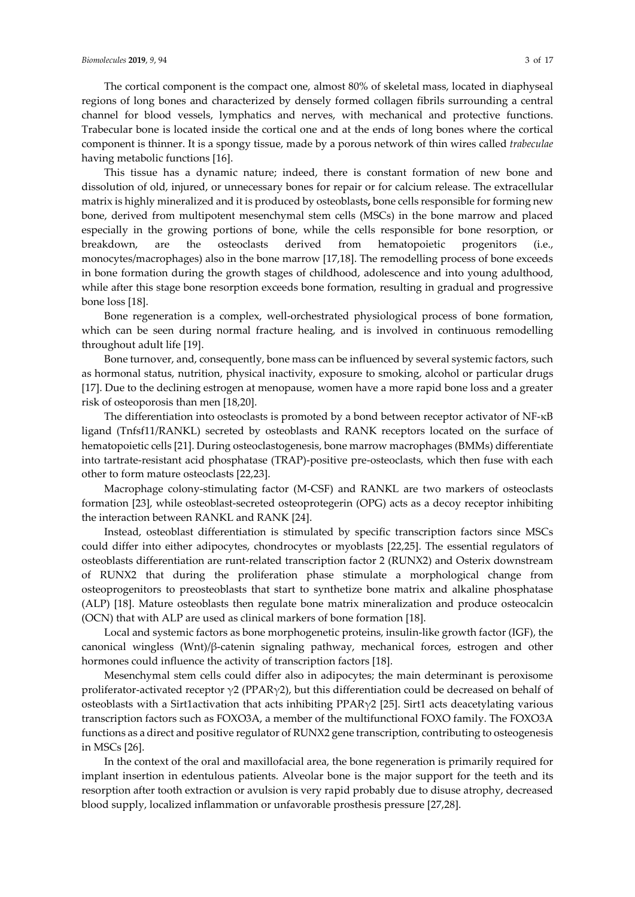The cortical component is the compact one, almost 80% of skeletal mass, located in diaphyseal regions of long bones and characterized by densely formed collagen fibrils surrounding a central channel for blood vessels, lymphatics and nerves, with mechanical and protective functions. Trabecular bone is located inside the cortical one and at the ends of long bones where the cortical component is thinner. It is a spongy tissue, made by a porous network of thin wires called *trabeculae* having metabolic functions [16].

This tissue has a dynamic nature; indeed, there is constant formation of new bone and dissolution of old, injured, or unnecessary bones for repair or for calcium release. The extracellular matrix is highly mineralized and it is produced by osteoblasts**,** bone cells responsible for forming new bone, derived from multipotent mesenchymal stem cells (MSCs) in the bone marrow and placed especially in the growing portions of bone, while the cells responsible for bone resorption, or breakdown, are the osteoclasts derived from hematopoietic progenitors (i.e., monocytes/macrophages) also in the bone marrow [17,18]. The remodelling process of bone exceeds in bone formation during the growth stages of childhood, adolescence and into young adulthood, while after this stage bone resorption exceeds bone formation, resulting in gradual and progressive bone loss [18].

Bone regeneration is a complex, well-orchestrated physiological process of bone formation, which can be seen during normal fracture healing, and is involved in continuous remodelling throughout adult life [19].

Bone turnover, and, consequently, bone mass can be influenced by several systemic factors, such as hormonal status, nutrition, physical inactivity, exposure to smoking, alcohol or particular drugs [17]. Due to the declining estrogen at menopause, women have a more rapid bone loss and a greater risk of osteoporosis than men [18,20].

The differentiation into osteoclasts is promoted by a bond between receptor activator of NF-κB ligand (Tnfsf11/RANKL) secreted by osteoblasts and RANK receptors located on the surface of hematopoietic cells [21]. During osteoclastogenesis, bone marrow macrophages (BMMs) differentiate into tartrate-resistant acid phosphatase (TRAP)-positive pre-osteoclasts, which then fuse with each other to form mature osteoclasts [22,23].

Macrophage colony-stimulating factor (M-CSF) and RANKL are two markers of osteoclasts formation [23], while osteoblast-secreted osteoprotegerin (OPG) acts as a decoy receptor inhibiting the interaction between RANKL and RANK [24].

Instead, osteoblast differentiation is stimulated by specific transcription factors since MSCs could differ into either adipocytes, chondrocytes or myoblasts [22,25]. The essential regulators of osteoblasts differentiation are runt-related transcription factor 2 (RUNX2) and Osterix downstream of RUNX2 that during the proliferation phase stimulate a morphological change from osteoprogenitors to preosteoblasts that start to synthetize bone matrix and alkaline phosphatase (ALP) [18]. Mature osteoblasts then regulate bone matrix mineralization and produce osteocalcin (OCN) that with ALP are used as clinical markers of bone formation [18].

Local and systemic factors as bone morphogenetic proteins, insulin-like growth factor (IGF), the canonical wingless (Wnt)/β-catenin signaling pathway, mechanical forces, estrogen and other hormones could influence the activity of transcription factors [18].

Mesenchymal stem cells could differ also in adipocytes; the main determinant is peroxisome proliferator-activated receptor γ2 (PPARγ2), but this differentiation could be decreased on behalf of osteoblasts with a Sirt1activation that acts inhibiting PPARγ2 [25]. Sirt1 acts deacetylating various transcription factors such as FOXO3A, a member of the multifunctional FOXO family. The FOXO3A functions as a direct and positive regulator of RUNX2 gene transcription, contributing to osteogenesis in MSCs [26].

In the context of the oral and maxillofacial area, the bone regeneration is primarily required for implant insertion in edentulous patients. Alveolar bone is the major support for the teeth and its resorption after tooth extraction or avulsion is very rapid probably due to disuse atrophy, decreased blood supply, localized inflammation or unfavorable prosthesis pressure [27,28].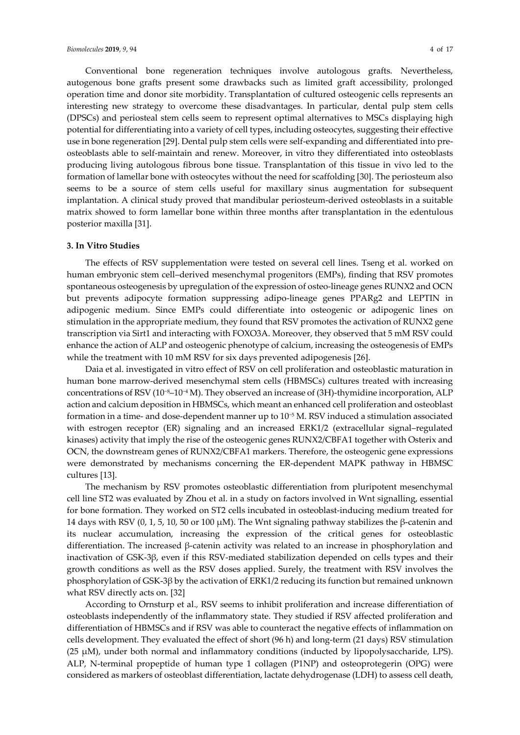Conventional bone regeneration techniques involve autologous grafts. Nevertheless, autogenous bone grafts present some drawbacks such as limited graft accessibility, prolonged operation time and donor site morbidity. Transplantation of cultured osteogenic cells represents an interesting new strategy to overcome these disadvantages. In particular, dental pulp stem cells (DPSCs) and periosteal stem cells seem to represent optimal alternatives to MSCs displaying high potential for differentiating into a variety of cell types, including osteocytes, suggesting their effective use in bone regeneration [29]. Dental pulp stem cells were self-expanding and differentiated into pre-osteoblasts able to self-maintain and renew. Moreover, in vitro they differentiated into osteoblasts producing living autologous fibrous bone tissue. Transplantation of this tissue in vivo led to the formation of lamellar bone with osteocytes without the need for scaffolding [30]. The periosteum also seems to be a source of stem cells useful for maxillary sinus augmentation for subsequent implantation. A clinical study proved that mandibular periosteum-derived osteoblasts in a suitable matrix showed to form lamellar bone within three months after transplantation in the edentulous posterior maxilla [31].

## 3. In Vitro Studies

The effects of RSV supplementation were tested on several cell lines. Tseng et al. worked on human embryonic stem cell–derived mesenchymal progenitors (EMPs), finding that RSV promotes spontaneous osteogenesis by upregulation of the expression of osteo-lineage genes RUNX2 and OCN but prevents adipocyte formation suppressing adipo-lineage genes PPARg2 and LEPTIN in adipogenic medium. Since EMPs could differentiate into osteogenic or adipogenic lines on stimulation in the appropriate medium, they found that RSV promotes the activation of RUNX2 gene transcription via Sirt1 and interacting with FOXO3A. Moreover, they observed that 5 mM RSV could enhance the action of ALP and osteogenic phenotype of calcium, increasing the osteogenesis of EMPs while the treatment with 10 mM RSV for six days prevented adipogenesis [26].

Daia et al. investigated in vitro effect of RSV on cell proliferation and osteoblastic maturation in human bone marrow-derived mesenchymal stem cells (HBMSCs) cultures treated with increasing concentrations of RSV ($10^{-8}$–$10^{-4}$ M). They observed an increase of (3H)-thymidine incorporation, ALP action and calcium deposition in HBMSCs, which meant an enhanced cell proliferation and osteoblast formation in a time- and dose-dependent manner up to $10^{-5}$ M. RSV induced a stimulation associated with estrogen receptor (ER) signaling and an increased ERK1/2 (extracellular signal–regulated kinases) activity that imply the rise of the osteogenic genes RUNX2/CBFA1 together with Osterix and OCN, the downstream genes of RUNX2/CBFA1 markers. Therefore, the osteogenic gene expressions were demonstrated by mechanisms concerning the ER-dependent MAPK pathway in HBMSC cultures [13].

The mechanism by RSV promotes osteoblastic differentiation from pluripotent mesenchymal cell line ST2 was evaluated by Zhou et al. in a study on factors involved in Wnt signalling, essential for bone formation. They worked on ST2 cells incubated in osteoblast-inducing medium treated for 14 days with RSV (0, 1, 5, 10, 50 or 100 μM). The Wnt signaling pathway stabilizes the β-catenin and its nuclear accumulation, increasing the expression of the critical genes for osteoblastic differentiation. The increased β-catenin activity was related to an increase in phosphorylation and inactivation of GSK-3β, even if this RSV-mediated stabilization depended on cells types and their growth conditions as well as the RSV doses applied. Surely, the treatment with RSV involves the phosphorylation of GSK-3β by the activation of ERK1/2 reducing its function but remained unknown what RSV directly acts on. [32]

According to Ornsturp et al., RSV seems to inhibit proliferation and increase differentiation of osteoblasts independently of the inflammatory state. They studied if RSV affected proliferation and differentiation of HBMSCs and if RSV was able to counteract the negative effects of inflammation on cells development. They evaluated the effect of short (96 h) and long-term (21 days) RSV stimulation (25 μM), under both normal and inflammatory conditions (inducted by lipopolysaccharide, LPS). ALP, N-terminal propeptide of human type 1 collagen (P1NP) and osteoprotegerin (OPG) were considered as markers of osteoblast differentiation, lactate dehydrogenase (LDH) to assess cell death,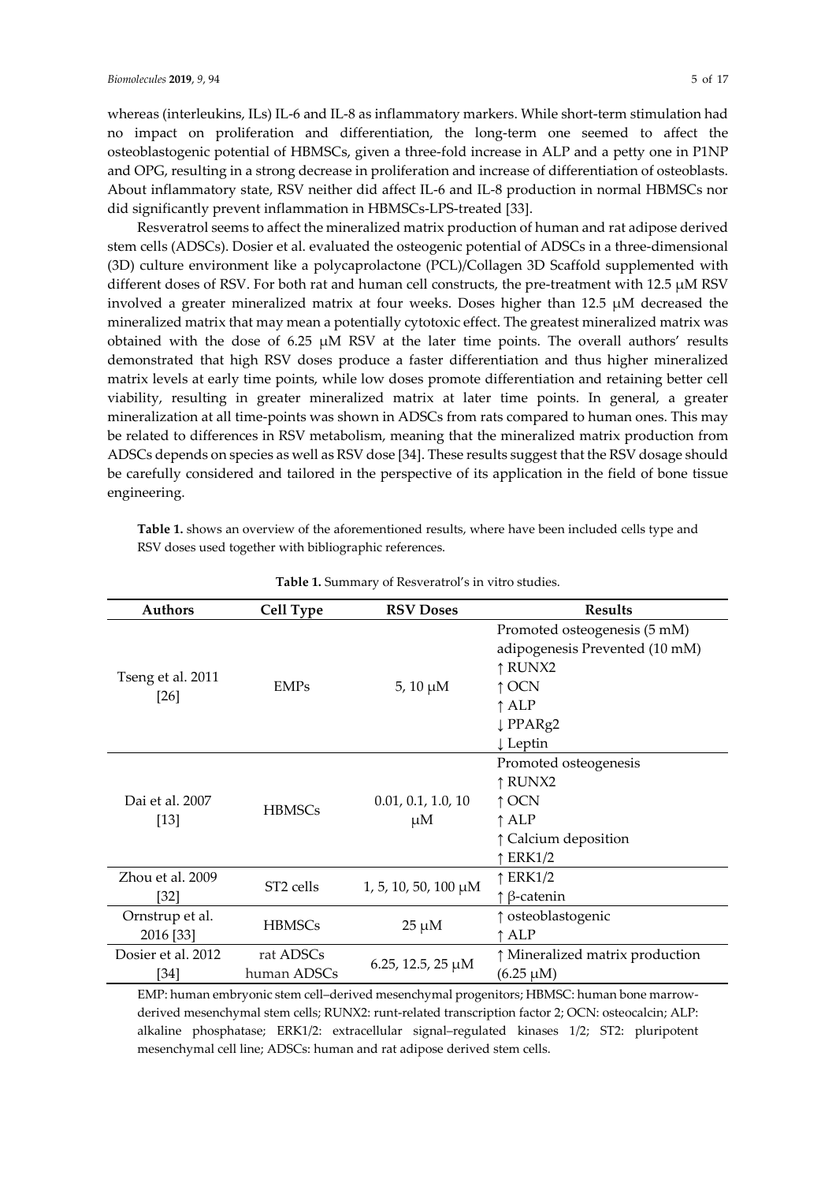whereas (interleukins, ILs) IL-6 and IL-8 as inflammatory markers. While short-term stimulation had no impact on proliferation and differentiation, the long-term one seemed to affect the osteoblastogenic potential of HBMSCs, given a three-fold increase in ALP and a petty one in P1NP and OPG, resulting in a strong decrease in proliferation and increase of differentiation of osteoblasts. About inflammatory state, RSV neither did affect IL-6 and IL-8 production in normal HBMSCs nor did significantly prevent inflammation in HBMSCs-LPS-treated [33].

Resveratrol seems to affect the mineralized matrix production of human and rat adipose derived stem cells (ADSCs). Dosier et al. evaluated the osteogenic potential of ADSCs in a three-dimensional (3D) culture environment like a polycaprolactone (PCL)/Collagen 3D Scaffold supplemented with different doses of RSV. For both rat and human cell constructs, the pre-treatment with 12.5 μM RSV involved a greater mineralized matrix at four weeks. Doses higher than 12.5 μM decreased the mineralized matrix that may mean a potentially cytotoxic effect. The greatest mineralized matrix was obtained with the dose of 6.25 μM RSV at the later time points. The overall authors' results demonstrated that high RSV doses produce a faster differentiation and thus higher mineralized matrix levels at early time points, while low doses promote differentiation and retaining better cell viability, resulting in greater mineralized matrix at later time points. In general, a greater mineralization at all time-points was shown in ADSCs from rats compared to human ones. This may be related to differences in RSV metabolism, meaning that the mineralized matrix production from ADSCs depends on species as well as RSV dose [34]. These results suggest that the RSV dosage should be carefully considered and tailored in the perspective of its application in the field of bone tissue engineering.

**Table 1.** shows an overview of the aforementioned results, where have been included cells type and RSV doses used together with bibliographic references.

**Table 1.** Summary of Resveratrol's in vitro studies.

| Authors | Cell Type | RSV Doses | Results |
|---|---|---|---|
| Tseng et al. 2011 [26] | EMPs | 5, 10 μM | Promoted osteogenesis (5 mM)<br>adipogenesis Prevented (10 mM)<br>↑ RUNX2<br>↑ OCN<br>↑ ALP<br>↓ PPARg2<br>↓ Leptin |
| Dai et al. 2007 [13] | HBMSCs | 0.01, 0.1, 1.0, 10 μM | Promoted osteogenesis<br>↑ RUNX2<br>↑ OCN<br>↑ ALP<br>↑ Calcium deposition<br>↑ ERK1/2 |
| Zhou et al. 2009 [32] | ST2 cells | 1, 5, 10, 50, 100 μM | ↑ ERK1/2<br>↑ β-catenin |
| Ornstrup et al. 2016 [33] | HBMSCs | 25 μM | ↑ osteoblastogenic<br>↑ ALP |
| Dosier et al. 2012 [34] | rat ADSCs<br>human ADSCs | 6.25, 12.5, 25 μM | ↑ Mineralized matrix production (6.25 μM) |

EMP: human embryonic stem cell–derived mesenchymal progenitors; HBMSC: human bone marrow-derived mesenchymal stem cells; RUNX2: runt-related transcription factor 2; OCN: osteocalcin; ALP: alkaline phosphatase; ERK1/2: extracellular signal–regulated kinases 1/2; ST2: pluripotent mesenchymal cell line; ADSCs: human and rat adipose derived stem cells.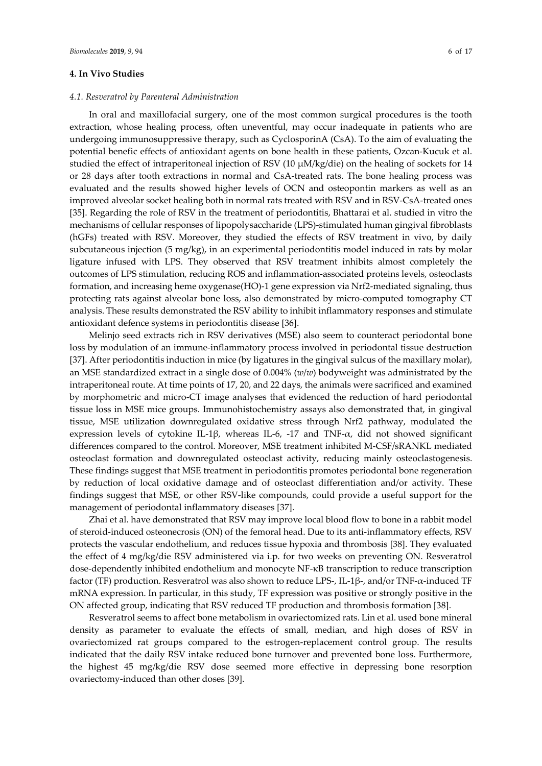## 4. In Vivo Studies

### 4.1. Resveratrol by Parenteral Administration

In oral and maxillofacial surgery, one of the most common surgical procedures is the tooth extraction, whose healing process, often uneventful, may occur inadequate in patients who are undergoing immunosuppressive therapy, such as CyclosporinA (CsA). To the aim of evaluating the potential benefic effects of antioxidant agents on bone health in these patients, Ozcan-Kucuk et al. studied the effect of intraperitoneal injection of RSV (10 μM/kg/die) on the healing of sockets for 14 or 28 days after tooth extractions in normal and CsA-treated rats. The bone healing process was evaluated and the results showed higher levels of OCN and osteopontin markers as well as an improved alveolar socket healing both in normal rats treated with RSV and in RSV-CsA-treated ones [35]. Regarding the role of RSV in the treatment of periodontitis, Bhattarai et al. studied in vitro the mechanisms of cellular responses of lipopolysaccharide (LPS)-stimulated human gingival fibroblasts (hGFs) treated with RSV. Moreover, they studied the effects of RSV treatment in vivo, by daily subcutaneous injection (5 mg/kg), in an experimental periodontitis model induced in rats by molar ligature infused with LPS. They observed that RSV treatment inhibits almost completely the outcomes of LPS stimulation, reducing ROS and inflammation-associated proteins levels, osteoclasts formation, and increasing heme oxygenase(HO)-1 gene expression via Nrf2-mediated signaling, thus protecting rats against alveolar bone loss, also demonstrated by micro-computed tomography CT analysis. These results demonstrated the RSV ability to inhibit inflammatory responses and stimulate antioxidant defence systems in periodontitis disease [36].

Melinjo seed extracts rich in RSV derivatives (MSE) also seem to counteract periodontal bone loss by modulation of an immune-inflammatory process involved in periodontal tissue destruction [37]. After periodontitis induction in mice (by ligatures in the gingival sulcus of the maxillary molar), an MSE standardized extract in a single dose of 0.004% (*w*/*w*) bodyweight was administrated by the intraperitoneal route. At time points of 17, 20, and 22 days, the animals were sacrificed and examined by morphometric and micro-CT image analyses that evidenced the reduction of hard periodontal tissue loss in MSE mice groups. Immunohistochemistry assays also demonstrated that, in gingival tissue, MSE utilization downregulated oxidative stress through Nrf2 pathway, modulated the expression levels of cytokine IL-1β, whereas IL-6, -17 and TNF-α, did not showed significant differences compared to the control. Moreover, MSE treatment inhibited M-CSF/sRANKL mediated osteoclast formation and downregulated osteoclast activity, reducing mainly osteoclastogenesis. These findings suggest that MSE treatment in periodontitis promotes periodontal bone regeneration by reduction of local oxidative damage and of osteoclast differentiation and/or activity. These findings suggest that MSE, or other RSV-like compounds, could provide a useful support for the management of periodontal inflammatory diseases [37].

Zhai et al. have demonstrated that RSV may improve local blood flow to bone in a rabbit model of steroid-induced osteonecrosis (ON) of the femoral head. Due to its anti-inflammatory effects, RSV protects the vascular endothelium, and reduces tissue hypoxia and thrombosis [38]. They evaluated the effect of 4 mg/kg/die RSV administered via i.p. for two weeks on preventing ON. Resveratrol dose-dependently inhibited endothelium and monocyte NF-κB transcription to reduce transcription factor (TF) production. Resveratrol was also shown to reduce LPS-, IL-1β-, and/or TNF-α-induced TF mRNA expression. In particular, in this study, TF expression was positive or strongly positive in the ON affected group, indicating that RSV reduced TF production and thrombosis formation [38].

Resveratrol seems to affect bone metabolism in ovariectomized rats. Lin et al. used bone mineral density as parameter to evaluate the effects of small, median, and high doses of RSV in ovariectomized rat groups compared to the estrogen-replacement control group. The results indicated that the daily RSV intake reduced bone turnover and prevented bone loss. Furthermore, the highest 45 mg/kg/die RSV dose seemed more effective in depressing bone resorption ovariectomy-induced than other doses [39].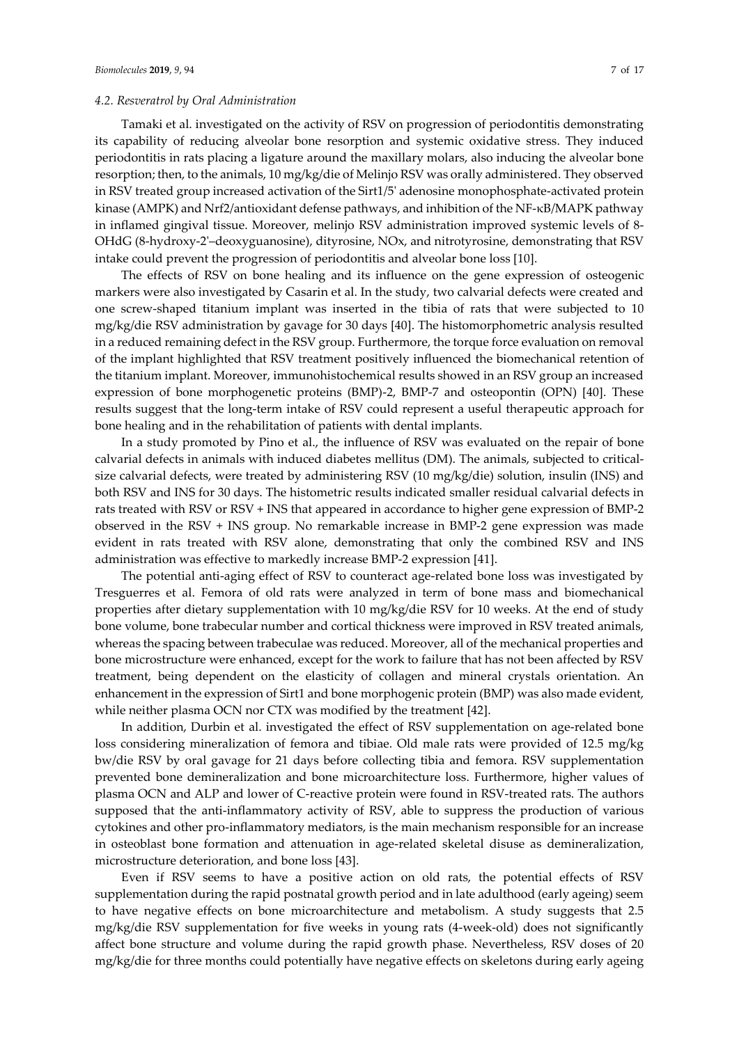### 4.2. Resveratrol by Oral Administration

Tamaki et al. investigated on the activity of RSV on progression of periodontitis demonstrating its capability of reducing alveolar bone resorption and systemic oxidative stress. They induced periodontitis in rats placing a ligature around the maxillary molars, also inducing the alveolar bone resorption; then, to the animals, 10 mg/kg/die of Melinjo RSV was orally administered. They observed in RSV treated group increased activation of the Sirt1/5' adenosine monophosphate-activated protein kinase (AMPK) and Nrf2/antioxidant defense pathways, and inhibition of the NF-κB/MAPK pathway in inflamed gingival tissue. Moreover, melinjo RSV administration improved systemic levels of 8-OHdG (8-hydroxy-2'–deoxyguanosine), dityrosine, NOx, and nitrotyrosine, demonstrating that RSV intake could prevent the progression of periodontitis and alveolar bone loss [10].

The effects of RSV on bone healing and its influence on the gene expression of osteogenic markers were also investigated by Casarin et al. In the study, two calvarial defects were created and one screw-shaped titanium implant was inserted in the tibia of rats that were subjected to 10 mg/kg/die RSV administration by gavage for 30 days [40]. The histomorphometric analysis resulted in a reduced remaining defect in the RSV group. Furthermore, the torque force evaluation on removal of the implant highlighted that RSV treatment positively influenced the biomechanical retention of the titanium implant. Moreover, immunohistochemical results showed in an RSV group an increased expression of bone morphogenetic proteins (BMP)-2, BMP-7 and osteopontin (OPN) [40]. These results suggest that the long-term intake of RSV could represent a useful therapeutic approach for bone healing and in the rehabilitation of patients with dental implants.

In a study promoted by Pino et al., the influence of RSV was evaluated on the repair of bone calvarial defects in animals with induced diabetes mellitus (DM). The animals, subjected to critical-size calvarial defects, were treated by administering RSV (10 mg/kg/die) solution, insulin (INS) and both RSV and INS for 30 days. The histometric results indicated smaller residual calvarial defects in rats treated with RSV or RSV + INS that appeared in accordance to higher gene expression of BMP-2 observed in the RSV + INS group. No remarkable increase in BMP-2 gene expression was made evident in rats treated with RSV alone, demonstrating that only the combined RSV and INS administration was effective to markedly increase BMP-2 expression [41].

The potential anti-aging effect of RSV to counteract age-related bone loss was investigated by Tresguerres et al. Femora of old rats were analyzed in term of bone mass and biomechanical properties after dietary supplementation with 10 mg/kg/die RSV for 10 weeks. At the end of study bone volume, bone trabecular number and cortical thickness were improved in RSV treated animals, whereas the spacing between trabeculae was reduced. Moreover, all of the mechanical properties and bone microstructure were enhanced, except for the work to failure that has not been affected by RSV treatment, being dependent on the elasticity of collagen and mineral crystals orientation. An enhancement in the expression of Sirt1 and bone morphogenic protein (BMP) was also made evident, while neither plasma OCN nor CTX was modified by the treatment [42].

In addition, Durbin et al. investigated the effect of RSV supplementation on age-related bone loss considering mineralization of femora and tibiae. Old male rats were provided of 12.5 mg/kg bw/die RSV by oral gavage for 21 days before collecting tibia and femora. RSV supplementation prevented bone demineralization and bone microarchitecture loss. Furthermore, higher values of plasma OCN and ALP and lower of C-reactive protein were found in RSV-treated rats. The authors supposed that the anti-inflammatory activity of RSV, able to suppress the production of various cytokines and other pro-inflammatory mediators, is the main mechanism responsible for an increase in osteoblast bone formation and attenuation in age-related skeletal disuse as demineralization, microstructure deterioration, and bone loss [43].

Even if RSV seems to have a positive action on old rats, the potential effects of RSV supplementation during the rapid postnatal growth period and in late adulthood (early ageing) seem to have negative effects on bone microarchitecture and metabolism. A study suggests that 2.5 mg/kg/die RSV supplementation for five weeks in young rats (4-week-old) does not significantly affect bone structure and volume during the rapid growth phase. Nevertheless, RSV doses of 20 mg/kg/die for three months could potentially have negative effects on skeletons during early ageing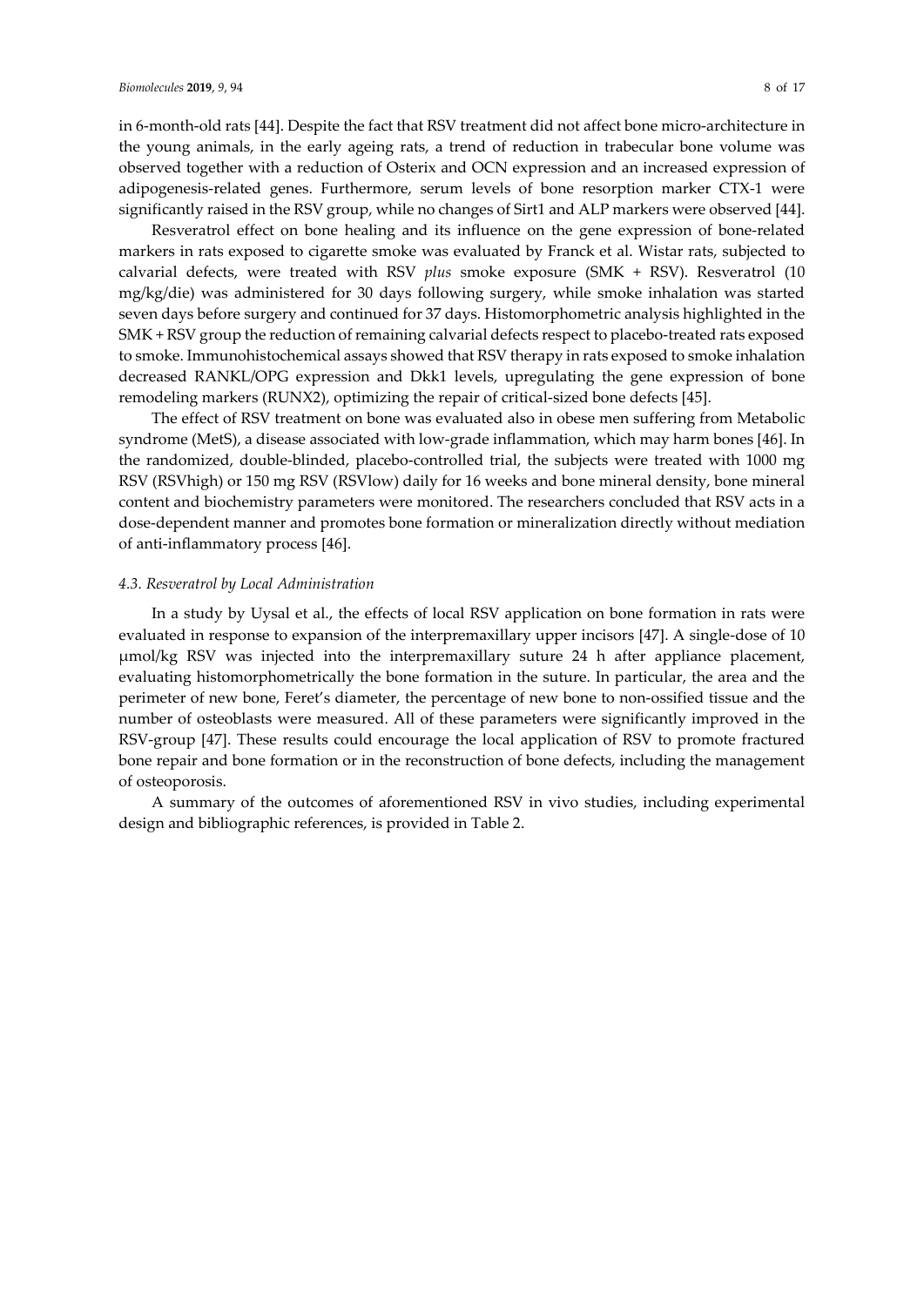in 6-month-old rats [44]. Despite the fact that RSV treatment did not affect bone micro-architecture in the young animals, in the early ageing rats, a trend of reduction in trabecular bone volume was observed together with a reduction of Osterix and OCN expression and an increased expression of adipogenesis-related genes. Furthermore, serum levels of bone resorption marker CTX-1 were significantly raised in the RSV group, while no changes of Sirt1 and ALP markers were observed [44].

Resveratrol effect on bone healing and its influence on the gene expression of bone-related markers in rats exposed to cigarette smoke was evaluated by Franck et al. Wistar rats, subjected to calvarial defects, were treated with RSV *plus* smoke exposure (SMK + RSV). Resveratrol (10 mg/kg/die) was administered for 30 days following surgery, while smoke inhalation was started seven days before surgery and continued for 37 days. Histomorphometric analysis highlighted in the SMK + RSV group the reduction of remaining calvarial defects respect to placebo-treated rats exposed to smoke. Immunohistochemical assays showed that RSV therapy in rats exposed to smoke inhalation decreased RANKL/OPG expression and Dkk1 levels, upregulating the gene expression of bone remodeling markers (RUNX2), optimizing the repair of critical-sized bone defects [45].

The effect of RSV treatment on bone was evaluated also in obese men suffering from Metabolic syndrome (MetS), a disease associated with low-grade inflammation, which may harm bones [46]. In the randomized, double-blinded, placebo-controlled trial, the subjects were treated with 1000 mg RSV (RSVhigh) or 150 mg RSV (RSVlow) daily for 16 weeks and bone mineral density, bone mineral content and biochemistry parameters were monitored. The researchers concluded that RSV acts in a dose-dependent manner and promotes bone formation or mineralization directly without mediation of anti-inflammatory process [46].

### *4.3. Resveratrol by Local Administration*

In a study by Uysal et al., the effects of local RSV application on bone formation in rats were evaluated in response to expansion of the interpremaxillary upper incisors [47]. A single-dose of 10 μmol/kg RSV was injected into the interpremaxillary suture 24 h after appliance placement, evaluating histomorphometrically the bone formation in the suture. In particular, the area and the perimeter of new bone, Feret's diameter, the percentage of new bone to non-ossified tissue and the number of osteoblasts were measured. All of these parameters were significantly improved in the RSV-group [47]. These results could encourage the local application of RSV to promote fractured bone repair and bone formation or in the reconstruction of bone defects, including the management of osteoporosis.

A summary of the outcomes of aforementioned RSV in vivo studies, including experimental design and bibliographic references, is provided in Table 2.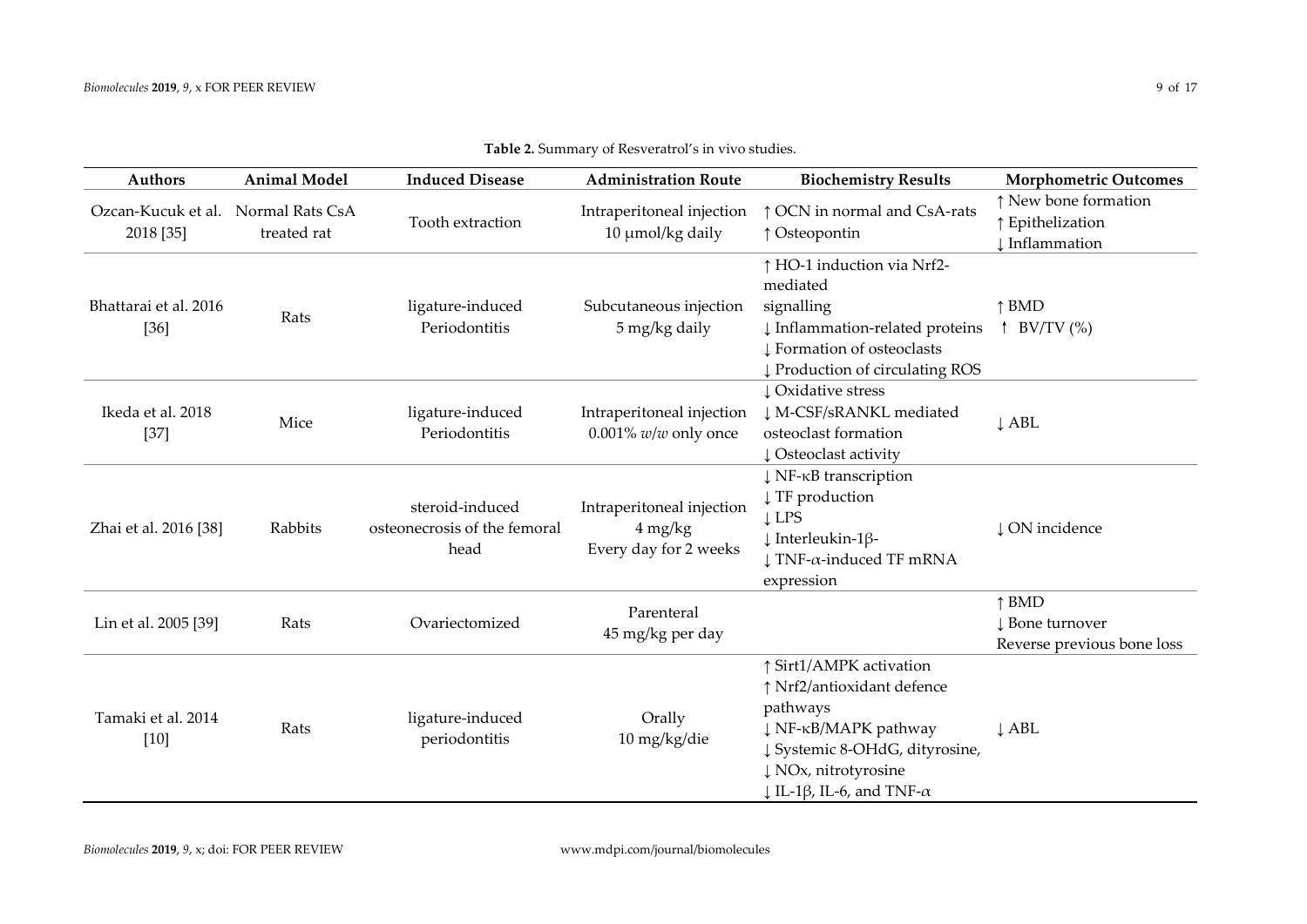**Table 2.** Summary of Resveratrol's in vivo studies.

| Authors | Animal Model | Induced Disease | Administration Route | Biochemistry Results | Morphometric Outcomes |
|---|---|---|---|---|---|
| Ozcan-Kucuk et al. 2018 [35] | Normal Rats CsA treated rat | Tooth extraction | Intraperitoneal injection 10 μmol/kg daily | ↑ OCN in normal and CsA-rats<br>↑ Osteopontin | ↑ New bone formation<br>↑ Epithelization<br>↓ Inflammation |
| Bhattarai et al. 2016 [36] | Rats | ligature-induced Periodontitis | Subcutaneous injection 5 mg/kg daily | ↑ HO-1 induction via Nrf2-mediated signalling<br>↓ Inflammation-related proteins<br>↓ Formation of osteoclasts<br>↓ Production of circulating ROS | ↑ BMD<br>↑ BV/TV (%) |
| Ikeda et al. 2018 [37] | Mice | ligature-induced Periodontitis | Intraperitoneal injection 0.001% *w*/*w* only once | ↓ Oxidative stress<br>↓ M-CSF/sRANKL mediated osteoclast formation<br>↓ Osteoclast activity | ↓ ABL |
| Zhai et al. 2016 [38] | Rabbits | steroid-induced osteonecrosis of the femoral head | Intraperitoneal injection 4 mg/kg Every day for 2 weeks | ↓ NF-κB transcription<br>↓ TF production<br>↓ LPS<br>↓ Interleukin-1β-<br>↓ TNF-α-induced TF mRNA expression | ↓ ON incidence |
| Lin et al. 2005 [39] | Rats | Ovariectomized | Parenteral 45 mg/kg per day | | ↑ BMD<br>↓ Bone turnover<br>Reverse previous bone loss |
| Tamaki et al. 2014 [10] | Rats | ligature-induced periodontitis | Orally 10 mg/kg/die | ↑ Sirt1/AMPK activation<br>↑ Nrf2/antioxidant defence pathways<br>↓ NF-κB/MAPK pathway<br>↓ Systemic 8-OHdG, dityrosine,<br>↓ NOx, nitrotyrosine<br>↓ IL-1β, IL-6, and TNF-α | ↓ ABL |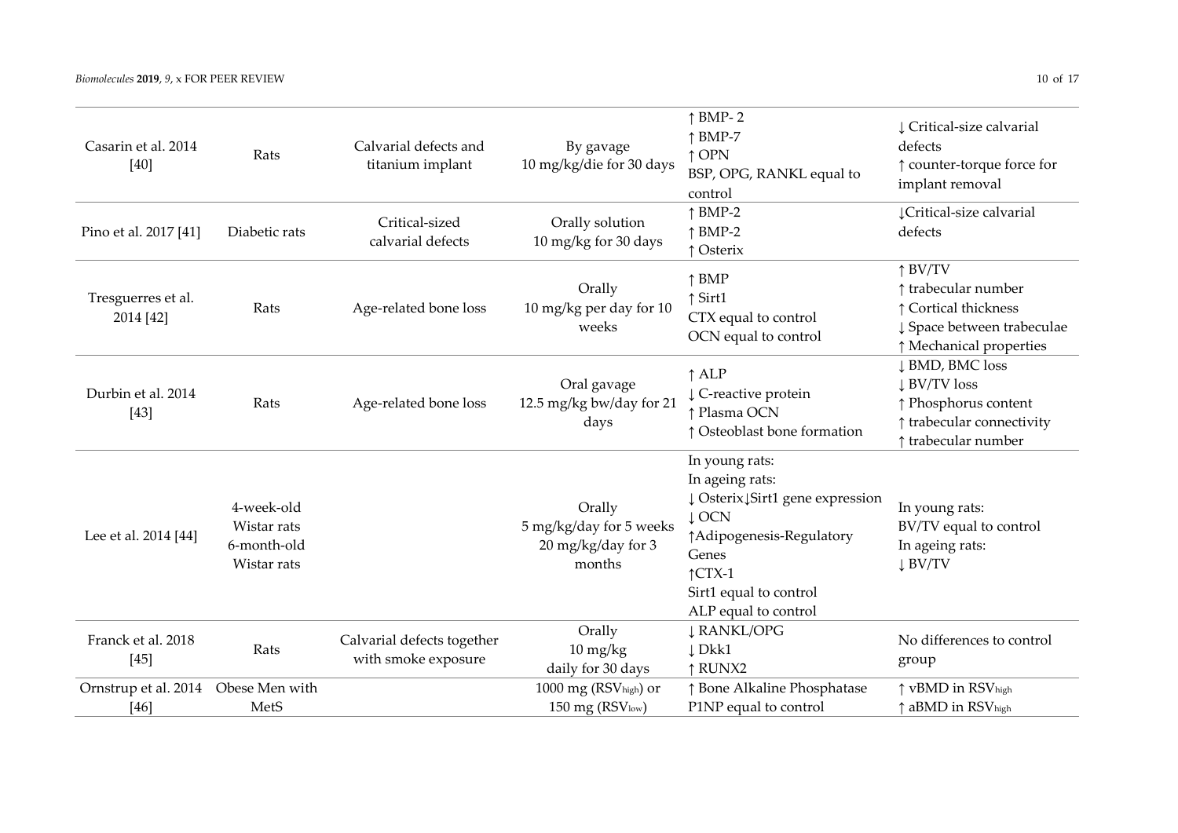| Casarin et al. 2014 [40] | Rats | Calvarial defects and titanium implant | By gavage<br>10 mg/kg/die for 30 days | ↑ BMP- 2<br>↑ BMP-7<br>↑ OPN<br>BSP, OPG, RANKL equal to control | ↓ Critical-size calvarial defects<br>↑ counter-torque force for implant removal |
|---|---|---|---|---|---|
| Pino et al. 2017 [41] | Diabetic rats | Critical-sized calvarial defects | Orally solution<br>10 mg/kg for 30 days | ↑ BMP-2<br>↑ BMP-2<br>↑ Osterix | ↓Critical-size calvarial defects |
| Tresguerres et al. 2014 [42] | Rats | Age-related bone loss | Orally<br>10 mg/kg per day for 10 weeks | ↑ BMP<br>↑ Sirt1<br>CTX equal to control<br>OCN equal to control | ↑ BV/TV<br>↑ trabecular number<br>↑ Cortical thickness<br>↓ Space between trabeculae<br>↑ Mechanical properties |
| Durbin et al. 2014 [43] | Rats | Age-related bone loss | Oral gavage<br>12.5 mg/kg bw/day for 21 days | ↑ ALP<br>↓ C-reactive protein<br>↑ Plasma OCN<br>↑ Osteoblast bone formation | ↓ BMD, BMC loss<br>↓ BV/TV loss<br>↑ Phosphorus content<br>↑ trabecular connectivity<br>↑ trabecular number |
| Lee et al. 2014 [44] | 4-week-old Wistar rats<br>6-month-old Wistar rats | | Orally<br>5 mg/kg/day for 5 weeks<br>20 mg/kg/day for 3 months | In young rats:<br>In ageing rats:<br>↓ Osterix↓Sirt1 gene expression<br>↓ OCN<br>↑Adipogenesis-Regulatory Genes<br>↑CTX-1<br>Sirt1 equal to control<br>ALP equal to control | In young rats:<br>BV/TV equal to control<br>In ageing rats:<br>↓ BV/TV |
| Franck et al. 2018 [45] | Rats | Calvarial defects together with smoke exposure | Orally<br>10 mg/kg<br>daily for 30 days | ↓ RANKL/OPG<br>↓ Dkk1<br>↑ RUNX2 | No differences to control group |
| Ornstrup et al. 2014 [46] | Obese Men with MetS | | 1000 mg ($RSV_{high}$) or 150 mg ($RSV_{low}$) | ↑ Bone Alkaline Phosphatase<br>P1NP equal to control | ↑ vBMD in $RSV_{high}$<br>↑ aBMD in $RSV_{high}$ |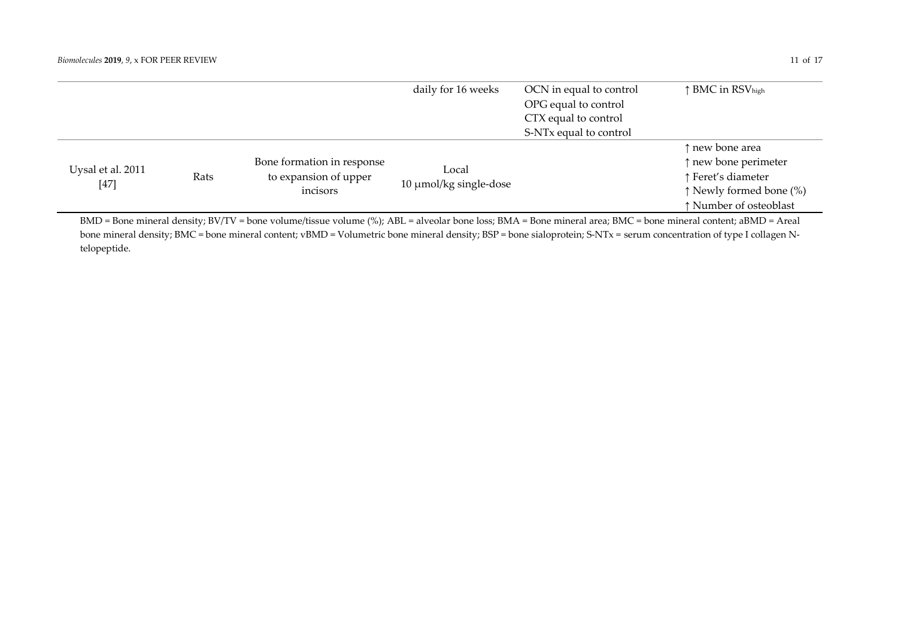| | | | | | |
|---|---|---|---|---|---|
| | | | daily for 16 weeks | OCN in equal to control<br>OPG equal to control<br>CTX equal to control<br>S-NTx equal to control | ↑ BMC in $RSV_{high}$ |
| Uysal et al. 2011 [47] | Rats | Bone formation in response to expansion of upper incisors | Local<br>10 μmol/kg single-dose | | ↑ new bone area<br>↑ new bone perimeter<br>↑ Feret's diameter<br>↑ Newly formed bone (%)<br>↑ Number of osteoblast |

BMD = Bone mineral density; BV/TV = bone volume/tissue volume (%); ABL = alveolar bone loss; BMA = Bone mineral area; BMC = bone mineral content; aBMD = Areal bone mineral density; BMC = bone mineral content; vBMD = Volumetric bone mineral density; BSP = bone sialoprotein; S-NTx = serum concentration of type I collagen N-telopeptide.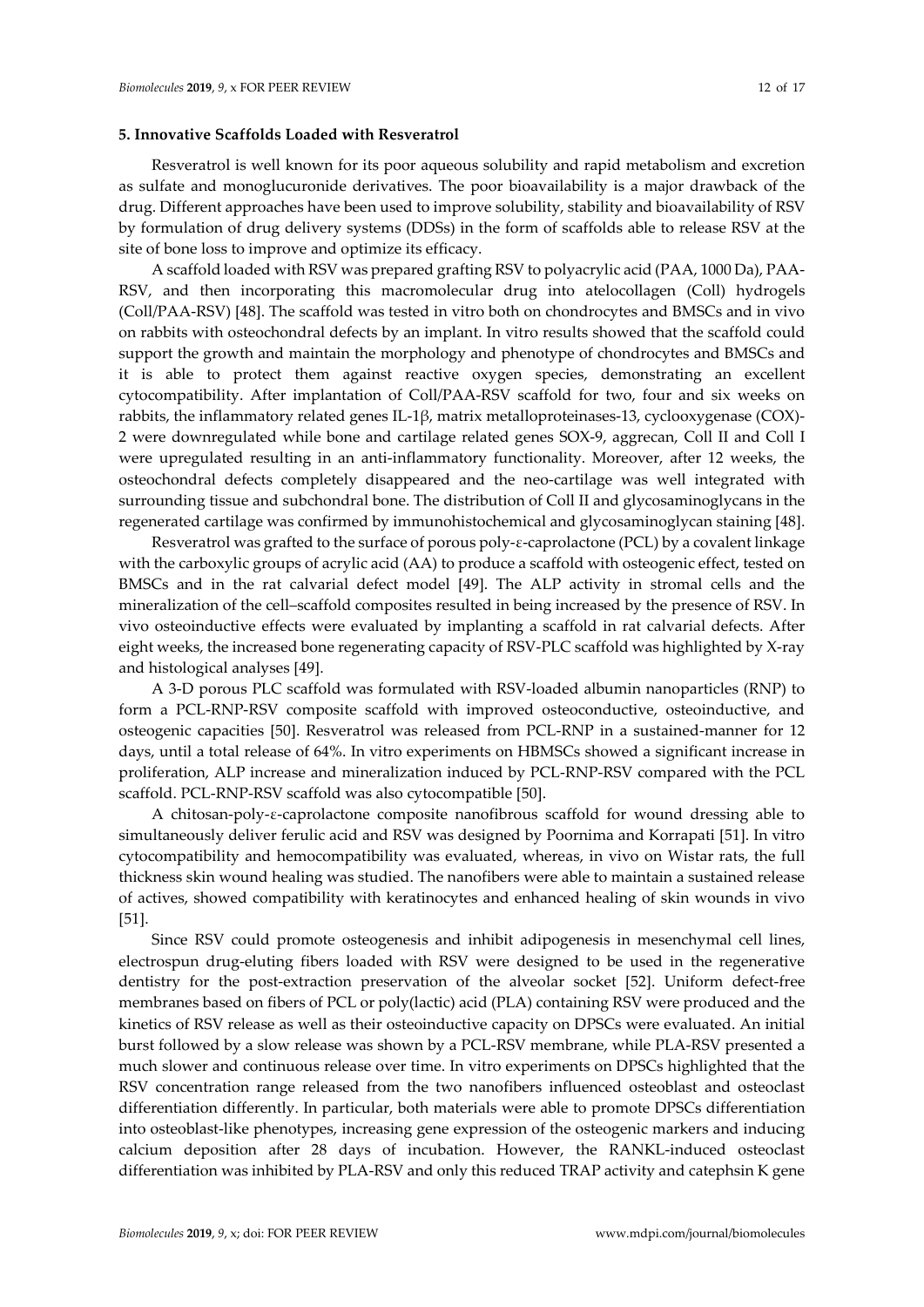## 5. Innovative Scaffolds Loaded with Resveratrol

Resveratrol is well known for its poor aqueous solubility and rapid metabolism and excretion as sulfate and monoglucuronide derivatives. The poor bioavailability is a major drawback of the drug. Different approaches have been used to improve solubility, stability and bioavailability of RSV by formulation of drug delivery systems (DDSs) in the form of scaffolds able to release RSV at the site of bone loss to improve and optimize its efficacy.

A scaffold loaded with RSV was prepared grafting RSV to polyacrylic acid (PAA, 1000 Da), PAA-RSV, and then incorporating this macromolecular drug into atelocollagen (Coll) hydrogels (Coll/PAA-RSV) [48]. The scaffold was tested in vitro both on chondrocytes and BMSCs and in vivo on rabbits with osteochondral defects by an implant. In vitro results showed that the scaffold could support the growth and maintain the morphology and phenotype of chondrocytes and BMSCs and it is able to protect them against reactive oxygen species, demonstrating an excellent cytocompatibility. After implantation of Coll/PAA-RSV scaffold for two, four and six weeks on rabbits, the inflammatory related genes IL-1β, matrix metalloproteinases-13, cyclooxygenase (COX)-2 were downregulated while bone and cartilage related genes SOX-9, aggrecan, Coll II and Coll I were upregulated resulting in an anti-inflammatory functionality. Moreover, after 12 weeks, the osteochondral defects completely disappeared and the neo-cartilage was well integrated with surrounding tissue and subchondral bone. The distribution of Coll II and glycosaminoglycans in the regenerated cartilage was confirmed by immunohistochemical and glycosaminoglycan staining [48].

Resveratrol was grafted to the surface of porous poly-ε-caprolactone (PCL) by a covalent linkage with the carboxylic groups of acrylic acid (AA) to produce a scaffold with osteogenic effect, tested on BMSCs and in the rat calvarial defect model [49]. The ALP activity in stromal cells and the mineralization of the cell–scaffold composites resulted in being increased by the presence of RSV. In vivo osteoinductive effects were evaluated by implanting a scaffold in rat calvarial defects. After eight weeks, the increased bone regenerating capacity of RSV-PLC scaffold was highlighted by X-ray and histological analyses [49].

A 3-D porous PLC scaffold was formulated with RSV-loaded albumin nanoparticles (RNP) to form a PCL-RNP-RSV composite scaffold with improved osteoconductive, osteoinductive, and osteogenic capacities [50]. Resveratrol was released from PCL-RNP in a sustained-manner for 12 days, until a total release of 64%. In vitro experiments on HBMSCs showed a significant increase in proliferation, ALP increase and mineralization induced by PCL-RNP-RSV compared with the PCL scaffold. PCL-RNP-RSV scaffold was also cytocompatible [50].

A chitosan-poly-ε-caprolactone composite nanofibrous scaffold for wound dressing able to simultaneously deliver ferulic acid and RSV was designed by Poornima and Korrapati [51]. In vitro cytocompatibility and hemocompatibility was evaluated, whereas, in vivo on Wistar rats, the full thickness skin wound healing was studied. The nanofibers were able to maintain a sustained release of actives, showed compatibility with keratinocytes and enhanced healing of skin wounds in vivo [51].

Since RSV could promote osteogenesis and inhibit adipogenesis in mesenchymal cell lines, electrospun drug-eluting fibers loaded with RSV were designed to be used in the regenerative dentistry for the post-extraction preservation of the alveolar socket [52]. Uniform defect-free membranes based on fibers of PCL or poly(lactic) acid (PLA) containing RSV were produced and the kinetics of RSV release as well as their osteoinductive capacity on DPSCs were evaluated. An initial burst followed by a slow release was shown by a PCL-RSV membrane, while PLA-RSV presented a much slower and continuous release over time. In vitro experiments on DPSCs highlighted that the RSV concentration range released from the two nanofibers influenced osteoblast and osteoclast differentiation differently. In particular, both materials were able to promote DPSCs differentiation into osteoblast-like phenotypes, increasing gene expression of the osteogenic markers and inducing calcium deposition after 28 days of incubation. However, the RANKL-induced osteoclast differentiation was inhibited by PLA-RSV and only this reduced TRAP activity and catephsin K gene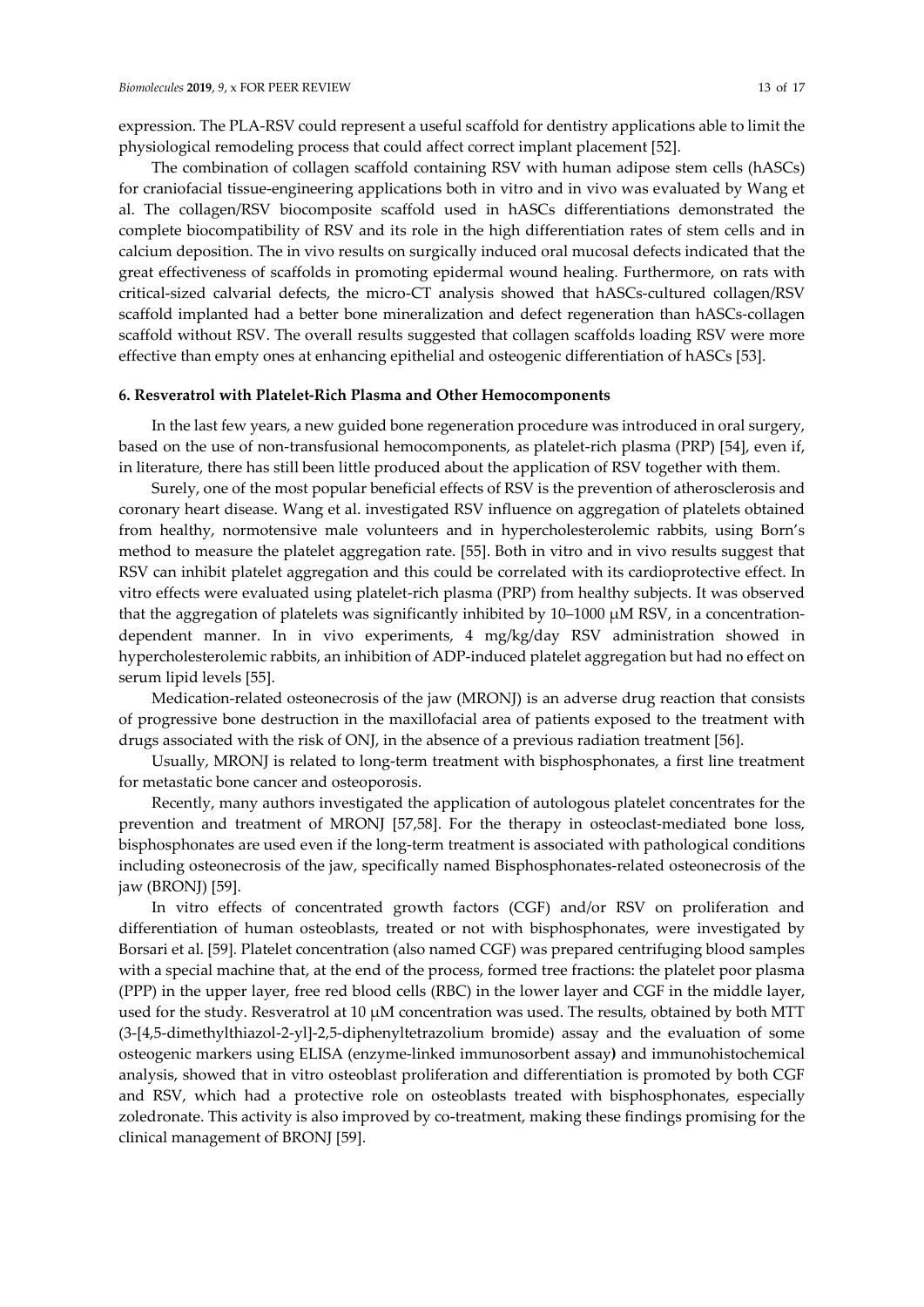expression. The PLA-RSV could represent a useful scaffold for dentistry applications able to limit the physiological remodeling process that could affect correct implant placement [52].

The combination of collagen scaffold containing RSV with human adipose stem cells (hASCs) for craniofacial tissue-engineering applications both in vitro and in vivo was evaluated by Wang et al. The collagen/RSV biocomposite scaffold used in hASCs differentiations demonstrated the complete biocompatibility of RSV and its role in the high differentiation rates of stem cells and in calcium deposition. The in vivo results on surgically induced oral mucosal defects indicated that the great effectiveness of scaffolds in promoting epidermal wound healing. Furthermore, on rats with critical-sized calvarial defects, the micro-CT analysis showed that hASCs-cultured collagen/RSV scaffold implanted had a better bone mineralization and defect regeneration than hASCs-collagen scaffold without RSV. The overall results suggested that collagen scaffolds loading RSV were more effective than empty ones at enhancing epithelial and osteogenic differentiation of hASCs [53].

**6. Resveratrol with Platelet-Rich Plasma and Other Hemocomponents**

In the last few years, a new guided bone regeneration procedure was introduced in oral surgery, based on the use of non-transfusional hemocomponents, as platelet-rich plasma (PRP) [54], even if, in literature, there has still been little produced about the application of RSV together with them.

Surely, one of the most popular beneficial effects of RSV is the prevention of atherosclerosis and coronary heart disease. Wang et al. investigated RSV influence on aggregation of platelets obtained from healthy, normotensive male volunteers and in hypercholesterolemic rabbits, using Born's method to measure the platelet aggregation rate. [55]. Both in vitro and in vivo results suggest that RSV can inhibit platelet aggregation and this could be correlated with its cardioprotective effect. In vitro effects were evaluated using platelet-rich plasma (PRP) from healthy subjects. It was observed that the aggregation of platelets was significantly inhibited by 10–1000 μM RSV, in a concentration-dependent manner. In in vivo experiments, 4 mg/kg/day RSV administration showed in hypercholesterolemic rabbits, an inhibition of ADP-induced platelet aggregation but had no effect on serum lipid levels [55].

Medication-related osteonecrosis of the jaw (MRONJ) is an adverse drug reaction that consists of progressive bone destruction in the maxillofacial area of patients exposed to the treatment with drugs associated with the risk of ONJ, in the absence of a previous radiation treatment [56].

Usually, MRONJ is related to long-term treatment with bisphosphonates, a first line treatment for metastatic bone cancer and osteoporosis.

Recently, many authors investigated the application of autologous platelet concentrates for the prevention and treatment of MRONJ [57,58]. For the therapy in osteoclast-mediated bone loss, bisphosphonates are used even if the long-term treatment is associated with pathological conditions including osteonecrosis of the jaw, specifically named Bisphosphonates-related osteonecrosis of the jaw (BRONJ) [59].

In vitro effects of concentrated growth factors (CGF) and/or RSV on proliferation and differentiation of human osteoblasts, treated or not with bisphosphonates, were investigated by Borsari et al. [59]. Platelet concentration (also named CGF) was prepared centrifuging blood samples with a special machine that, at the end of the process, formed tree fractions: the platelet poor plasma (PPP) in the upper layer, free red blood cells (RBC) in the lower layer and CGF in the middle layer, used for the study. Resveratrol at 10 μM concentration was used. The results, obtained by both MTT (3-[4,5-dimethylthiazol-2-yl]-2,5-diphenyltetrazolium bromide) assay and the evaluation of some osteogenic markers using ELISA (enzyme-linked immunosorbent assay**)** and immunohistochemical analysis, showed that in vitro osteoblast proliferation and differentiation is promoted by both CGF and RSV, which had a protective role on osteoblasts treated with bisphosphonates, especially zoledronate. This activity is also improved by co-treatment, making these findings promising for the clinical management of BRONJ [59].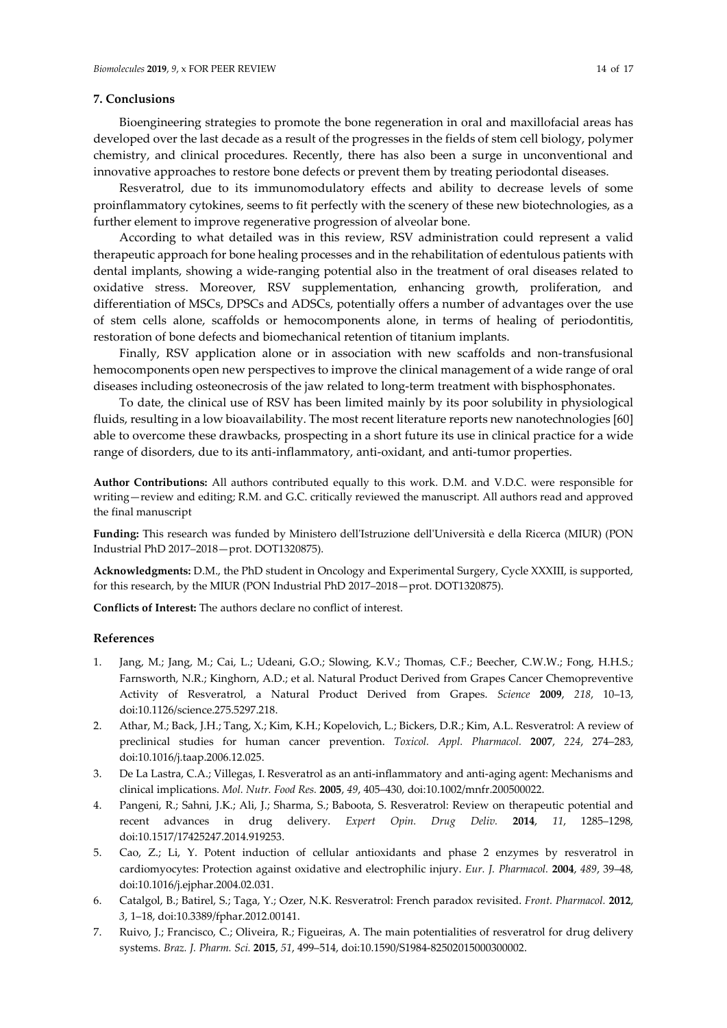## 7. Conclusions

Bioengineering strategies to promote the bone regeneration in oral and maxillofacial areas has developed over the last decade as a result of the progresses in the fields of stem cell biology, polymer chemistry, and clinical procedures. Recently, there has also been a surge in unconventional and innovative approaches to restore bone defects or prevent them by treating periodontal diseases.

Resveratrol, due to its immunomodulatory effects and ability to decrease levels of some proinflammatory cytokines, seems to fit perfectly with the scenery of these new biotechnologies, as a further element to improve regenerative progression of alveolar bone.

According to what detailed was in this review, RSV administration could represent a valid therapeutic approach for bone healing processes and in the rehabilitation of edentulous patients with dental implants, showing a wide-ranging potential also in the treatment of oral diseases related to oxidative stress. Moreover, RSV supplementation, enhancing growth, proliferation, and differentiation of MSCs, DPSCs and ADSCs, potentially offers a number of advantages over the use of stem cells alone, scaffolds or hemocomponents alone, in terms of healing of periodontitis, restoration of bone defects and biomechanical retention of titanium implants.

Finally, RSV application alone or in association with new scaffolds and non-transfusional hemocomponents open new perspectives to improve the clinical management of a wide range of oral diseases including osteonecrosis of the jaw related to long-term treatment with bisphosphonates.

To date, the clinical use of RSV has been limited mainly by its poor solubility in physiological fluids, resulting in a low bioavailability. The most recent literature reports new nanotechnologies [60] able to overcome these drawbacks, prospecting in a short future its use in clinical practice for a wide range of disorders, due to its anti-inflammatory, anti-oxidant, and anti-tumor properties.

**Author Contributions:** All authors contributed equally to this work. D.M. and V.D.C. were responsible for writing—review and editing; R.M. and G.C. critically reviewed the manuscript. All authors read and approved the final manuscript

**Funding:** This research was funded by Ministero dell'Istruzione dell'Università e della Ricerca (MIUR) (PON Industrial PhD 2017–2018—prot. DOT1320875).

**Acknowledgments:** D.M., the PhD student in Oncology and Experimental Surgery, Cycle XXXIII, is supported, for this research, by the MIUR (PON Industrial PhD 2017–2018—prot. DOT1320875).

**Conflicts of Interest:** The authors declare no conflict of interest.

## References

1. Jang, M.; Jang, M.; Cai, L.; Udeani, G.O.; Slowing, K.V.; Thomas, C.F.; Beecher, C.W.W.; Fong, H.H.S.; Farnsworth, N.R.; Kinghorn, A.D.; et al. Natural Product Derived from Grapes Cancer Chemopreventive Activity of Resveratrol, a Natural Product Derived from Grapes. *Science* **2009**, *218*, 10–13, doi:10.1126/science.275.5297.218.
2. Athar, M.; Back, J.H.; Tang, X.; Kim, K.H.; Kopelovich, L.; Bickers, D.R.; Kim, A.L. Resveratrol: A review of preclinical studies for human cancer prevention. *Toxicol. Appl. Pharmacol.* **2007**, *224*, 274–283, doi:10.1016/j.taap.2006.12.025.
3. De La Lastra, C.A.; Villegas, I. Resveratrol as an anti-inflammatory and anti-aging agent: Mechanisms and clinical implications. *Mol. Nutr. Food Res.* **2005**, *49*, 405–430, doi:10.1002/mnfr.200500022.
4. Pangeni, R.; Sahni, J.K.; Ali, J.; Sharma, S.; Baboota, S. Resveratrol: Review on therapeutic potential and recent advances in drug delivery. *Expert Opin. Drug Deliv.* **2014**, *11*, 1285–1298, doi:10.1517/17425247.2014.919253.
5. Cao, Z.; Li, Y. Potent induction of cellular antioxidants and phase 2 enzymes by resveratrol in cardiomyocytes: Protection against oxidative and electrophilic injury. *Eur. J. Pharmacol.* **2004**, *489*, 39–48, doi:10.1016/j.ejphar.2004.02.031.
6. Catalgol, B.; Batirel, S.; Taga, Y.; Ozer, N.K. Resveratrol: French paradox revisited. *Front. Pharmacol.* **2012**, *3*, 1–18, doi:10.3389/fphar.2012.00141.
7. Ruivo, J.; Francisco, C.; Oliveira, R.; Figueiras, A. The main potentialities of resveratrol for drug delivery systems. *Braz. J. Pharm. Sci.* **2015**, *51*, 499–514, doi:10.1590/S1984-82502015000300002.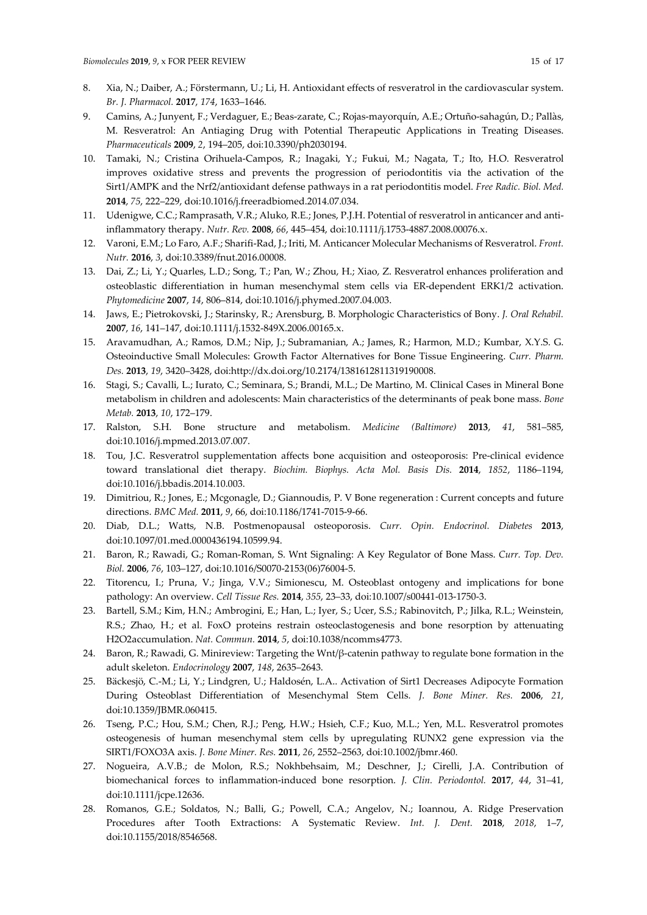8. Xia, N.; Daiber, A.; Förstermann, U.; Li, H. Antioxidant effects of resveratrol in the cardiovascular system. *Br. J. Pharmacol.* **2017**, *174*, 1633–1646.
9. Camins, A.; Junyent, F.; Verdaguer, E.; Beas-zarate, C.; Rojas-mayorquín, A.E.; Ortuño-sahagún, D.; Pallàs, M. Resveratrol: An Antiaging Drug with Potential Therapeutic Applications in Treating Diseases. *Pharmaceuticals* **2009**, *2*, 194–205, doi:10.3390/ph2030194.
10. Tamaki, N.; Cristina Orihuela-Campos, R.; Inagaki, Y.; Fukui, M.; Nagata, T.; Ito, H.O. Resveratrol improves oxidative stress and prevents the progression of periodontitis via the activation of the Sirt1/AMPK and the Nrf2/antioxidant defense pathways in a rat periodontitis model. *Free Radic. Biol. Med.* **2014**, *75*, 222–229, doi:10.1016/j.freeradbiomed.2014.07.034.
11. Udenigwe, C.C.; Ramprasath, V.R.; Aluko, R.E.; Jones, P.J.H. Potential of resveratrol in anticancer and anti-inflammatory therapy. *Nutr. Rev.* **2008**, *66*, 445–454, doi:10.1111/j.1753-4887.2008.00076.x.
12. Varoni, E.M.; Lo Faro, A.F.; Sharifi-Rad, J.; Iriti, M. Anticancer Molecular Mechanisms of Resveratrol. *Front. Nutr.* **2016**, *3*, doi:10.3389/fnut.2016.00008.
13. Dai, Z.; Li, Y.; Quarles, L.D.; Song, T.; Pan, W.; Zhou, H.; Xiao, Z. Resveratrol enhances proliferation and osteoblastic differentiation in human mesenchymal stem cells via ER-dependent ERK1/2 activation. *Phytomedicine* **2007**, *14*, 806–814, doi:10.1016/j.phymed.2007.04.003.
14. Jaws, E.; Pietrokovski, J.; Starinsky, R.; Arensburg, B. Morphologic Characteristics of Bony. *J. Oral Rehabil.* **2007**, *16*, 141–147, doi:10.1111/j.1532-849X.2006.00165.x.
15. Aravamudhan, A.; Ramos, D.M.; Nip, J.; Subramanian, A.; James, R.; Harmon, M.D.; Kumbar, X.Y.S. G. Osteoinductive Small Molecules: Growth Factor Alternatives for Bone Tissue Engineering. *Curr. Pharm. Des.* **2013**, *19*, 3420–3428, doi:http://dx.doi.org/10.2174/1381612811319190008.
16. Stagi, S.; Cavalli, L.; Iurato, C.; Seminara, S.; Brandi, M.L.; De Martino, M. Clinical Cases in Mineral Bone metabolism in children and adolescents: Main characteristics of the determinants of peak bone mass. *Bone Metab.* **2013**, *10*, 172–179.
17. Ralston, S.H. Bone structure and metabolism. *Medicine (Baltimore)* **2013**, *41*, 581–585, doi:10.1016/j.mpmed.2013.07.007.
18. Tou, J.C. Resveratrol supplementation affects bone acquisition and osteoporosis: Pre-clinical evidence toward translational diet therapy. *Biochim. Biophys. Acta Mol. Basis Dis.* **2014**, *1852*, 1186–1194, doi:10.1016/j.bbadis.2014.10.003.
19. Dimitriou, R.; Jones, E.; Mcgonagle, D.; Giannoudis, P. V Bone regeneration : Current concepts and future directions. *BMC Med.* **2011**, *9*, 66, doi:10.1186/1741-7015-9-66.
20. Diab, D.L.; Watts, N.B. Postmenopausal osteoporosis. *Curr. Opin. Endocrinol. Diabetes* **2013**, doi:10.1097/01.med.0000436194.10599.94.
21. Baron, R.; Rawadi, G.; Roman-Roman, S. Wnt Signaling: A Key Regulator of Bone Mass. *Curr. Top. Dev. Biol.* **2006**, *76*, 103–127, doi:10.1016/S0070-2153(06)76004-5.
22. Titorencu, I.; Pruna, V.; Jinga, V.V.; Simionescu, M. Osteoblast ontogeny and implications for bone pathology: An overview. *Cell Tissue Res.* **2014**, *355*, 23–33, doi:10.1007/s00441-013-1750-3.
23. Bartell, S.M.; Kim, H.N.; Ambrogini, E.; Han, L.; Iyer, S.; Ucer, S.S.; Rabinovitch, P.; Jilka, R.L.; Weinstein, R.S.; Zhao, H.; et al. FoxO proteins restrain osteoclastogenesis and bone resorption by attenuating H2O2accumulation. *Nat. Commun.* **2014**, *5*, doi:10.1038/ncomms4773.
24. Baron, R.; Rawadi, G. Minireview: Targeting the Wnt/β-catenin pathway to regulate bone formation in the adult skeleton. *Endocrinology* **2007**, *148*, 2635–2643.
25. Bäckesjö, C.-M.; Li, Y.; Lindgren, U.; Haldosén, L.A.. Activation of Sirt1 Decreases Adipocyte Formation During Osteoblast Differentiation of Mesenchymal Stem Cells. *J. Bone Miner. Res.* **2006**, *21*, doi:10.1359/JBMR.060415.
26. Tseng, P.C.; Hou, S.M.; Chen, R.J.; Peng, H.W.; Hsieh, C.F.; Kuo, M.L.; Yen, M.L. Resveratrol promotes osteogenesis of human mesenchymal stem cells by upregulating RUNX2 gene expression via the SIRT1/FOXO3A axis. *J. Bone Miner. Res.* **2011**, *26*, 2552–2563, doi:10.1002/jbmr.460.
27. Nogueira, A.V.B.; de Molon, R.S.; Nokhbehsaim, M.; Deschner, J.; Cirelli, J.A. Contribution of biomechanical forces to inflammation-induced bone resorption. *J. Clin. Periodontol.* **2017**, *44*, 31–41, doi:10.1111/jcpe.12636.
28. Romanos, G.E.; Soldatos, N.; Balli, G.; Powell, C.A.; Angelov, N.; Ioannou, A. Ridge Preservation Procedures after Tooth Extractions: A Systematic Review. *Int. J. Dent.* **2018**, *2018*, 1–7, doi:10.1155/2018/8546568.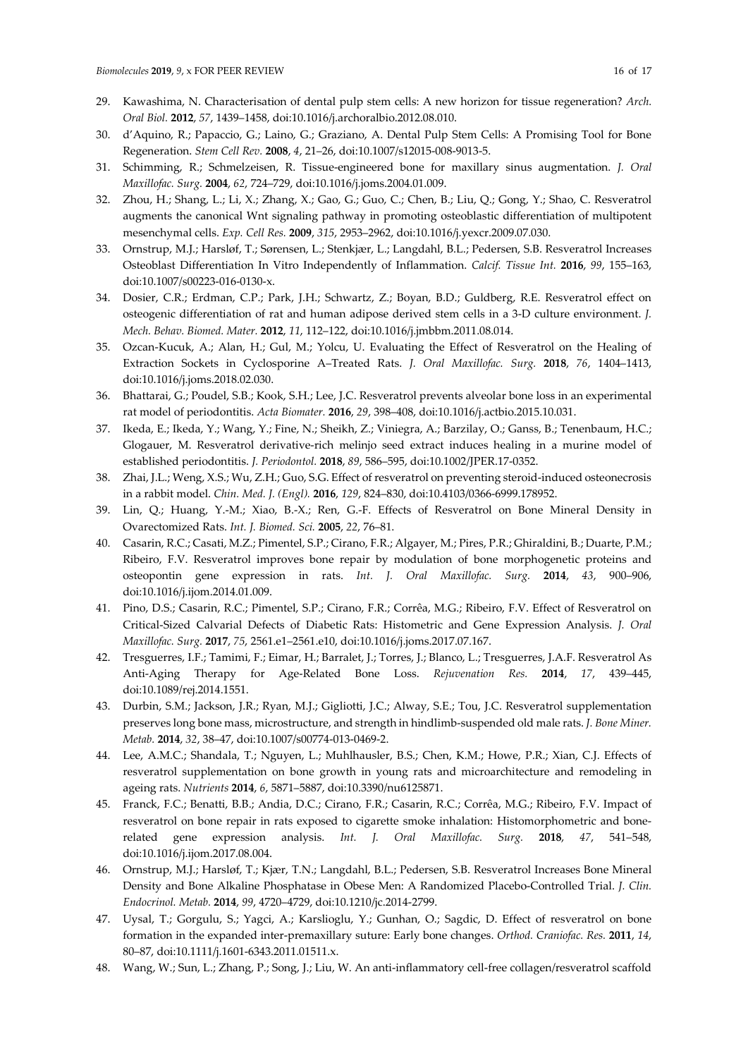29. Kawashima, N. Characterisation of dental pulp stem cells: A new horizon for tissue regeneration? *Arch. Oral Biol.* **2012**, *57*, 1439–1458, doi:10.1016/j.archoralbio.2012.08.010.
30. d'Aquino, R.; Papaccio, G.; Laino, G.; Graziano, A. Dental Pulp Stem Cells: A Promising Tool for Bone Regeneration. *Stem Cell Rev.* **2008**, *4*, 21–26, doi:10.1007/s12015-008-9013-5.
31. Schimming, R.; Schmelzeisen, R. Tissue-engineered bone for maxillary sinus augmentation. *J. Oral Maxillofac. Surg.* **2004**, *62*, 724–729, doi:10.1016/j.joms.2004.01.009.
32. Zhou, H.; Shang, L.; Li, X.; Zhang, X.; Gao, G.; Guo, C.; Chen, B.; Liu, Q.; Gong, Y.; Shao, C. Resveratrol augments the canonical Wnt signaling pathway in promoting osteoblastic differentiation of multipotent mesenchymal cells. *Exp. Cell Res.* **2009**, *315*, 2953–2962, doi:10.1016/j.yexcr.2009.07.030.
33. Ornstrup, M.J.; Harsløf, T.; Sørensen, L.; Stenkjær, L.; Langdahl, B.L.; Pedersen, S.B. Resveratrol Increases Osteoblast Differentiation In Vitro Independently of Inflammation. *Calcif. Tissue Int.* **2016**, *99*, 155–163, doi:10.1007/s00223-016-0130-x.
34. Dosier, C.R.; Erdman, C.P.; Park, J.H.; Schwartz, Z.; Boyan, B.D.; Guldberg, R.E. Resveratrol effect on osteogenic differentiation of rat and human adipose derived stem cells in a 3-D culture environment. *J. Mech. Behav. Biomed. Mater.* **2012**, *11*, 112–122, doi:10.1016/j.jmbbm.2011.08.014.
35. Ozcan-Kucuk, A.; Alan, H.; Gul, M.; Yolcu, U. Evaluating the Effect of Resveratrol on the Healing of Extraction Sockets in Cyclosporine A–Treated Rats. *J. Oral Maxillofac. Surg.* **2018**, *76*, 1404–1413, doi:10.1016/j.joms.2018.02.030.
36. Bhattarai, G.; Poudel, S.B.; Kook, S.H.; Lee, J.C. Resveratrol prevents alveolar bone loss in an experimental rat model of periodontitis. *Acta Biomater.* **2016**, *29*, 398–408, doi:10.1016/j.actbio.2015.10.031.
37. Ikeda, E.; Ikeda, Y.; Wang, Y.; Fine, N.; Sheikh, Z.; Viniegra, A.; Barzilay, O.; Ganss, B.; Tenenbaum, H.C.; Glogauer, M. Resveratrol derivative-rich melinjo seed extract induces healing in a murine model of established periodontitis. *J. Periodontol.* **2018**, *89*, 586–595, doi:10.1002/JPER.17-0352.
38. Zhai, J.L.; Weng, X.S.; Wu, Z.H.; Guo, S.G. Effect of resveratrol on preventing steroid-induced osteonecrosis in a rabbit model. *Chin. Med. J. (Engl).* **2016**, *129*, 824–830, doi:10.4103/0366-6999.178952.
39. Lin, Q.; Huang, Y.-M.; Xiao, B.-X.; Ren, G.-F. Effects of Resveratrol on Bone Mineral Density in Ovarectomized Rats. *Int. J. Biomed. Sci.* **2005**, *22*, 76–81.
40. Casarin, R.C.; Casati, M.Z.; Pimentel, S.P.; Cirano, F.R.; Algayer, M.; Pires, P.R.; Ghiraldini, B.; Duarte, P.M.; Ribeiro, F.V. Resveratrol improves bone repair by modulation of bone morphogenetic proteins and osteopontin gene expression in rats. *Int. J. Oral Maxillofac. Surg.* **2014**, *43*, 900–906, doi:10.1016/j.ijom.2014.01.009.
41. Pino, D.S.; Casarin, R.C.; Pimentel, S.P.; Cirano, F.R.; Corrêa, M.G.; Ribeiro, F.V. Effect of Resveratrol on Critical-Sized Calvarial Defects of Diabetic Rats: Histometric and Gene Expression Analysis. *J. Oral Maxillofac. Surg.* **2017**, *75*, 2561.e1–2561.e10, doi:10.1016/j.joms.2017.07.167.
42. Tresguerres, I.F.; Tamimi, F.; Eimar, H.; Barralet, J.; Torres, J.; Blanco, L.; Tresguerres, J.A.F. Resveratrol As Anti-Aging Therapy for Age-Related Bone Loss. *Rejuvenation Res.* **2014**, *17*, 439–445, doi:10.1089/rej.2014.1551.
43. Durbin, S.M.; Jackson, J.R.; Ryan, M.J.; Gigliotti, J.C.; Alway, S.E.; Tou, J.C. Resveratrol supplementation preserves long bone mass, microstructure, and strength in hindlimb-suspended old male rats. *J. Bone Miner. Metab.* **2014**, *32*, 38–47, doi:10.1007/s00774-013-0469-2.
44. Lee, A.M.C.; Shandala, T.; Nguyen, L.; Muhlhausler, B.S.; Chen, K.M.; Howe, P.R.; Xian, C.J. Effects of resveratrol supplementation on bone growth in young rats and microarchitecture and remodeling in ageing rats. *Nutrients* **2014**, *6*, 5871–5887, doi:10.3390/nu6125871.
45. Franck, F.C.; Benatti, B.B.; Andia, D.C.; Cirano, F.R.; Casarin, R.C.; Corrêa, M.G.; Ribeiro, F.V. Impact of resveratrol on bone repair in rats exposed to cigarette smoke inhalation: Histomorphometric and bone-related gene expression analysis. *Int. J. Oral Maxillofac. Surg.* **2018**, *47*, 541–548, doi:10.1016/j.ijom.2017.08.004.
46. Ornstrup, M.J.; Harsløf, T.; Kjær, T.N.; Langdahl, B.L.; Pedersen, S.B. Resveratrol Increases Bone Mineral Density and Bone Alkaline Phosphatase in Obese Men: A Randomized Placebo-Controlled Trial. *J. Clin. Endocrinol. Metab.* **2014**, *99*, 4720–4729, doi:10.1210/jc.2014-2799.
47. Uysal, T.; Gorgulu, S.; Yagci, A.; Karslioglu, Y.; Gunhan, O.; Sagdic, D. Effect of resveratrol on bone formation in the expanded inter-premaxillary suture: Early bone changes. *Orthod. Craniofac. Res.* **2011**, *14*, 80–87, doi:10.1111/j.1601-6343.2011.01511.x.
48. Wang, W.; Sun, L.; Zhang, P.; Song, J.; Liu, W. An anti-inflammatory cell-free collagen/resveratrol scaffold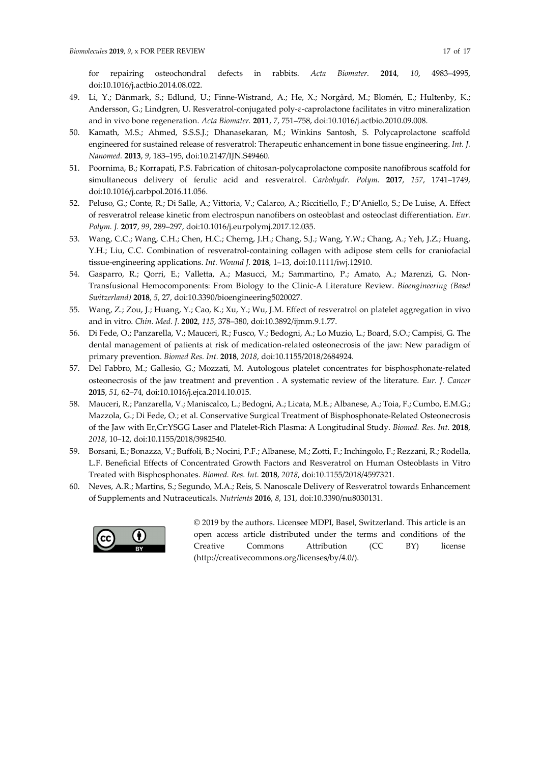for repairing osteochondral defects in rabbits. *Acta Biomater.* **2014**, *10*, 4983–4995, doi:10.1016/j.actbio.2014.08.022.

49. Li, Y.; Dånmark, S.; Edlund, U.; Finne-Wistrand, A.; He, X.; Norgård, M.; Blomén, E.; Hultenby, K.; Andersson, G.; Lindgren, U. Resveratrol-conjugated poly-ε-caprolactone facilitates in vitro mineralization and in vivo bone regeneration. *Acta Biomater.* **2011**, *7*, 751–758, doi:10.1016/j.actbio.2010.09.008.
50. Kamath, M.S.; Ahmed, S.S.S.J.; Dhanasekaran, M.; Winkins Santosh, S. Polycaprolactone scaffold engineered for sustained release of resveratrol: Therapeutic enhancement in bone tissue engineering. *Int. J. Nanomed.* **2013**, *9*, 183–195, doi:10.2147/IJN.S49460.
51. Poornima, B.; Korrapati, P.S. Fabrication of chitosan-polycaprolactone composite nanofibrous scaffold for simultaneous delivery of ferulic acid and resveratrol. *Carbohydr. Polym.* **2017**, *157*, 1741–1749, doi:10.1016/j.carbpol.2016.11.056.
52. Peluso, G.; Conte, R.; Di Salle, A.; Vittoria, V.; Calarco, A.; Riccitiello, F.; D'Aniello, S.; De Luise, A. Effect of resveratrol release kinetic from electrospun nanofibers on osteoblast and osteoclast differentiation. *Eur. Polym. J.* **2017**, *99*, 289–297, doi:10.1016/j.eurpolymj.2017.12.035.
53. Wang, C.C.; Wang, C.H.; Chen, H.C.; Cherng, J.H.; Chang, S.J.; Wang, Y.W.; Chang, A.; Yeh, J.Z.; Huang, Y.H.; Liu, C.C. Combination of resveratrol-containing collagen with adipose stem cells for craniofacial tissue-engineering applications. *Int. Wound J.* **2018**, 1–13, doi:10.1111/iwj.12910.
54. Gasparro, R.; Qorri, E.; Valletta, A.; Masucci, M.; Sammartino, P.; Amato, A.; Marenzi, G. Non-Transfusional Hemocomponents: From Biology to the Clinic-A Literature Review. *Bioengineering (Basel Switzerland)* **2018**, *5*, 27, doi:10.3390/bioengineering5020027.
55. Wang, Z.; Zou, J.; Huang, Y.; Cao, K.; Xu, Y.; Wu, J.M. Effect of resveratrol on platelet aggregation in vivo and in vitro. *Chin. Med. J.* **2002**, *115*, 378–380, doi:10.3892/ijmm.9.1.77.
56. Di Fede, O.; Panzarella, V.; Mauceri, R.; Fusco, V.; Bedogni, A.; Lo Muzio, L.; Board, S.O.; Campisi, G. The dental management of patients at risk of medication-related osteonecrosis of the jaw: New paradigm of primary prevention. *Biomed Res. Int.* **2018**, *2018*, doi:10.1155/2018/2684924.
57. Del Fabbro, M.; Gallesio, G.; Mozzati, M. Autologous platelet concentrates for bisphosphonate-related osteonecrosis of the jaw treatment and prevention . A systematic review of the literature. *Eur. J. Cancer* **2015**, *51*, 62–74, doi:10.1016/j.ejca.2014.10.015.
58. Mauceri, R.; Panzarella, V.; Maniscalco, L.; Bedogni, A.; Licata, M.E.; Albanese, A.; Toia, F.; Cumbo, E.M.G.; Mazzola, G.; Di Fede, O.; et al. Conservative Surgical Treatment of Bisphosphonate-Related Osteonecrosis of the Jaw with Er,Cr:YSGG Laser and Platelet-Rich Plasma: A Longitudinal Study. *Biomed. Res. Int.* **2018**, *2018*, 10–12, doi:10.1155/2018/3982540.
59. Borsani, E.; Bonazza, V.; Buffoli, B.; Nocini, P.F.; Albanese, M.; Zotti, F.; Inchingolo, F.; Rezzani, R.; Rodella, L.F. Beneficial Effects of Concentrated Growth Factors and Resveratrol on Human Osteoblasts in Vitro Treated with Bisphosphonates. *Biomed. Res. Int.* **2018**, *2018*, doi:10.1155/2018/4597321.
60. Neves, A.R.; Martins, S.; Segundo, M.A.; Reis, S. Nanoscale Delivery of Resveratrol towards Enhancement of Supplements and Nutraceuticals. *Nutrients* **2016**, *8*, 131, doi:10.3390/nu8030131.

© 2019 by the authors. Licensee MDPI, Basel, Switzerland. This article is an open access article distributed under the terms and conditions of the Creative Commons Attribution (CC BY) license (http://creativecommons.org/licenses/by/4.0/).